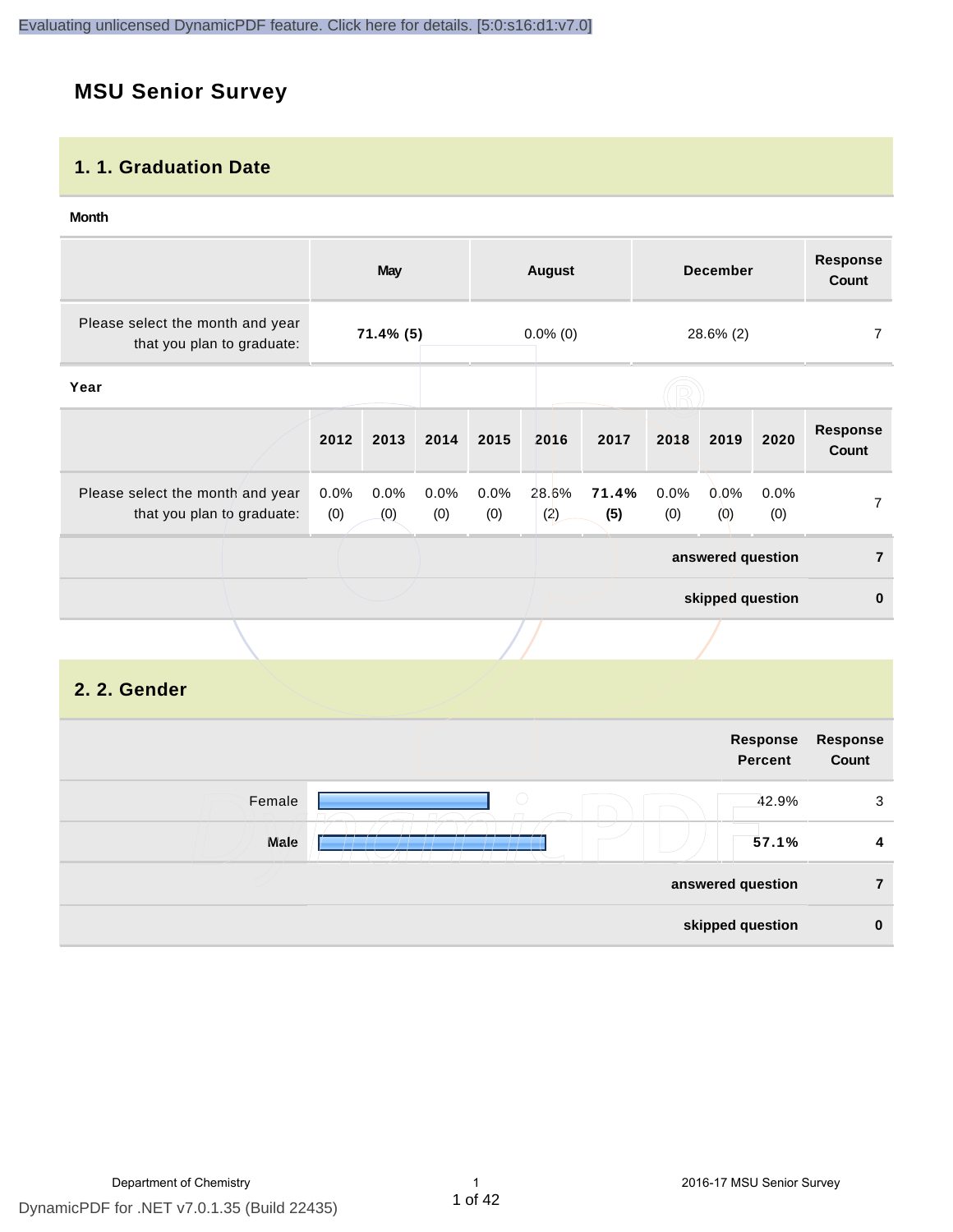## MSU Senior Survey

### 1. 1. Graduation Date

**Month**

| | May | August | December | Response Count |
|---|---|---|---|---|
| Please select the month and year that you plan to graduate: | **71.4% (5)** | 0.0% (0) | 28.6% (2) | 7 |

**Year**

| | 2012 | 2013 | 2014 | 2015 | 2016 | 2017 | 2018 | 2019 | 2020 | Response Count |
|---|---|---|---|---|---|---|---|---|---|---|
| Please select the month and year that you plan to graduate: | 0.0% (0) | 0.0% (0) | 0.0% (0) | 0.0% (0) | 28.6% (2) | **71.4% (5)** | 0.0% (0) | 0.0% (0) | 0.0% (0) | 7 |
| | | | | | | | | | **answered question** | **7** |
| | | | | | | | | | **skipped question** | **0** |

### 2. 2. Gender

| | Response Percent | Response Count |
|---|---|---|
| Female | 42.9% | 3 |
| Male | **57.1%** | **4** |
| **answered question** | | **7** |
| **skipped question** | | **0** |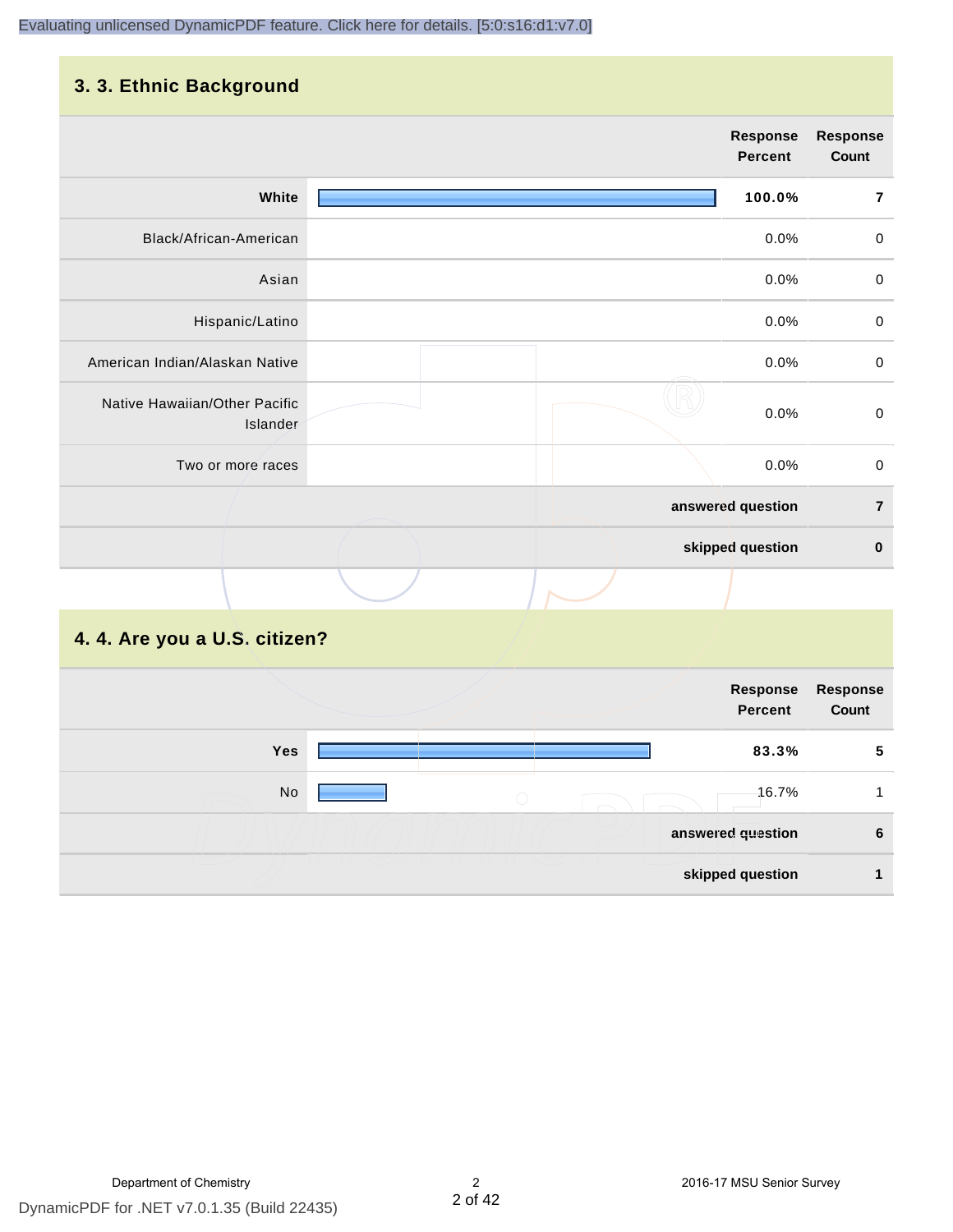## 3. 3. Ethnic Background

| | Response Percent | Response Count |
|---|---|---|
| **White** | **100.0%** | **7** |
| Black/African-American | 0.0% | 0 |
| Asian | 0.0% | 0 |
| Hispanic/Latino | 0.0% | 0 |
| American Indian/Alaskan Native | 0.0% | 0 |
| Native Hawaiian/Other Pacific Islander | 0.0% | 0 |
| Two or more races | 0.0% | 0 |
| | **answered question** | **7** |
| | **skipped question** | **0** |

## 4. 4. Are you a U.S. citizen?

| | Response Percent | Response Count |
|---|---|---|
| **Yes** | **83.3%** | **5** |
| No | 16.7% | 1 |
| | **answered question** | **6** |
| | **skipped question** | **1** |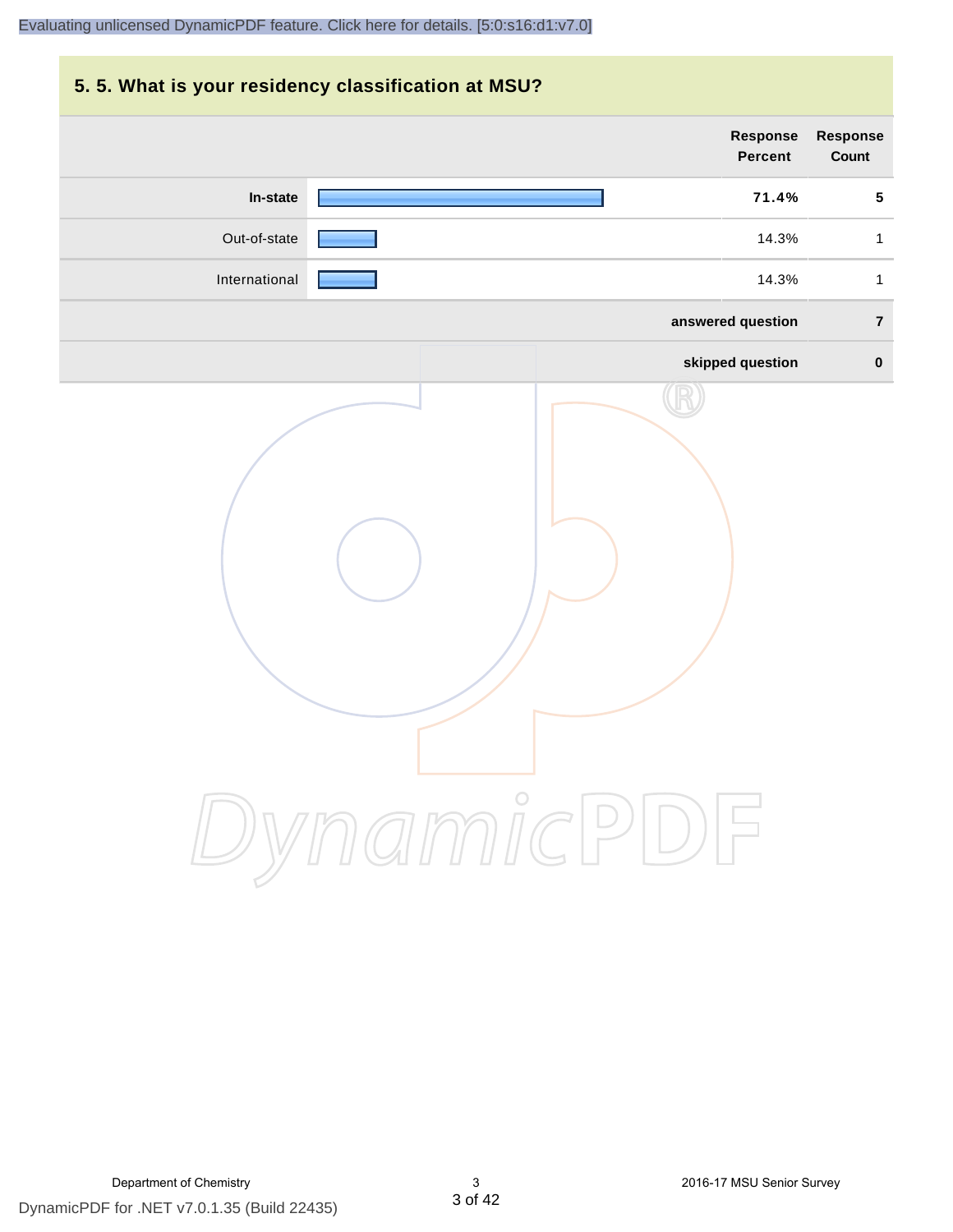## 5. 5. What is your residency classification at MSU?

| | Response Percent | Response Count |
|---|---|---|
| **In-state** | **71.4%** | **5** |
| Out-of-state | 14.3% | 1 |
| International | 14.3% | 1 |
| | **answered question** | **7** |
| | **skipped question** | **0** |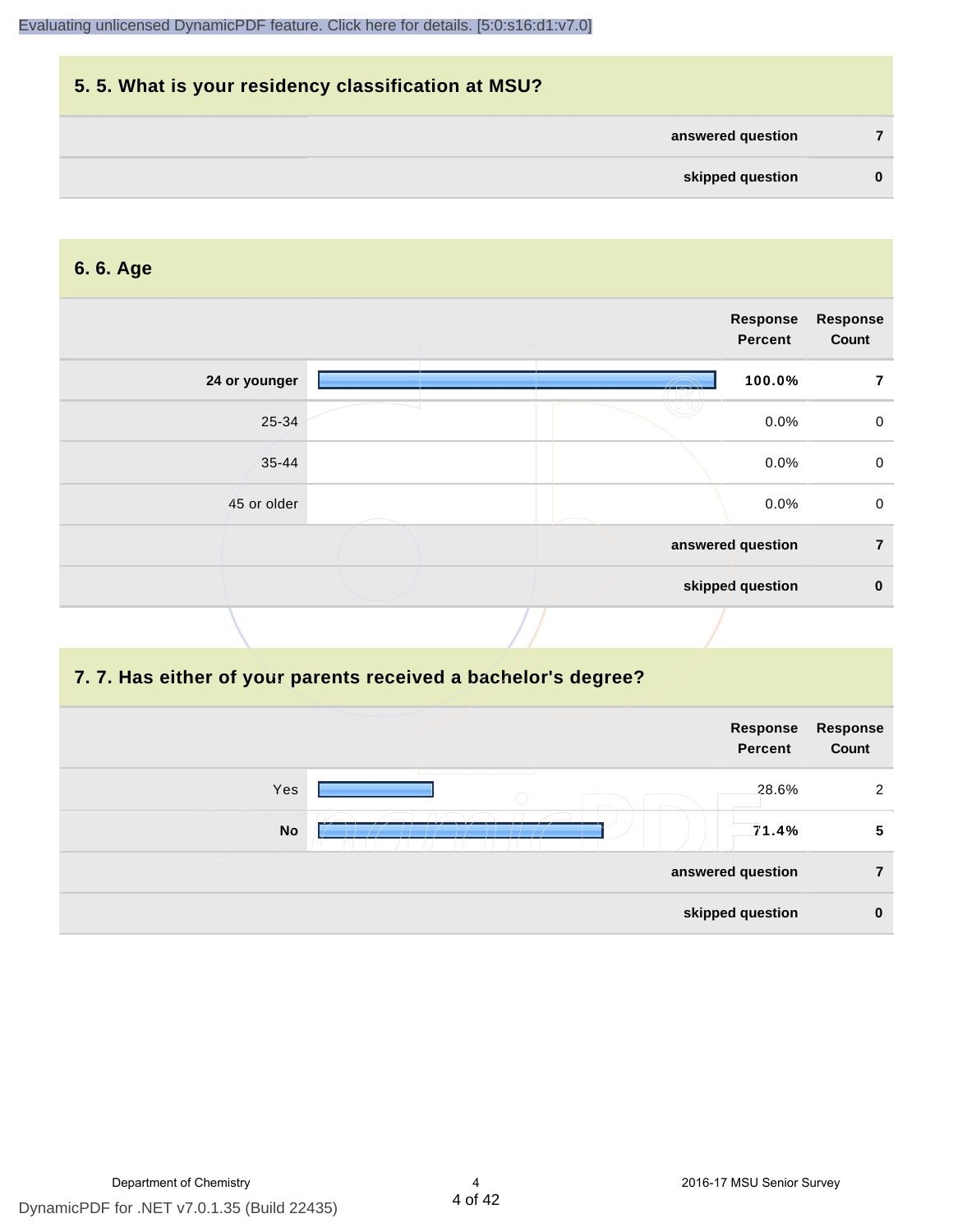## 5. 5. What is your residency classification at MSU?

| | |
|---|---|
| **answered question** | **7** |
| **skipped question** | **0** |

## 6. 6. Age

| | Response Percent | Response Count |
|---|---|---|
| **24 or younger** | **100.0%** | **7** |
| 25-34 | 0.0% | 0 |
| 35-44 | 0.0% | 0 |
| 45 or older | 0.0% | 0 |
| **answered question** | | **7** |
| **skipped question** | | **0** |

## 7. 7. Has either of your parents received a bachelor's degree?

| | Response Percent | Response Count |
|---|---|---|
| Yes | 28.6% | 2 |
| **No** | **71.4%** | **5** |
| **answered question** | | **7** |
| **skipped question** | | **0** |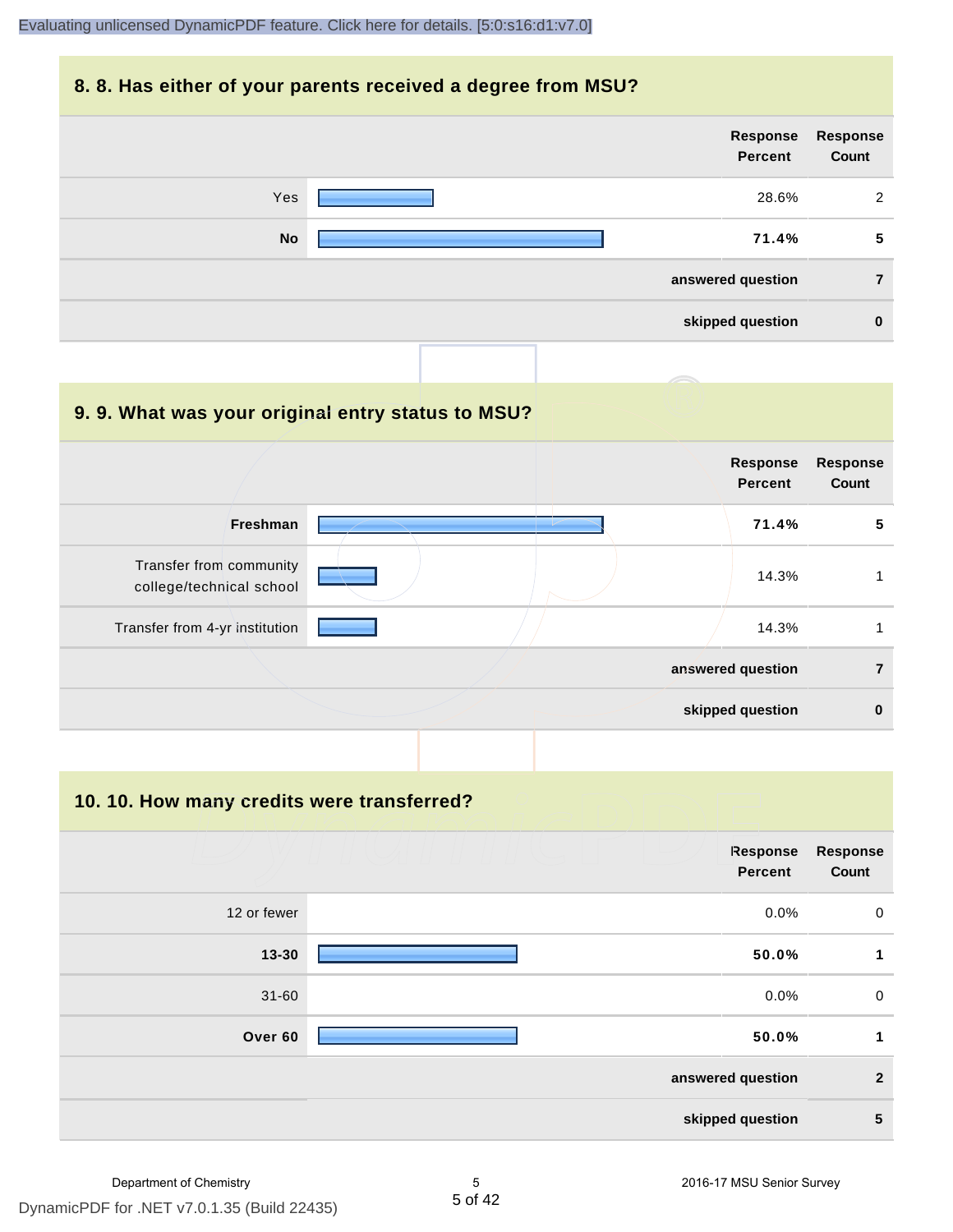## 8. 8. Has either of your parents received a degree from MSU?

| | Response Percent | Response Count |
|---|---|---|
| Yes | 28.6% | 2 |
| **No** | **71.4%** | **5** |
| | **answered question** | **7** |
| | **skipped question** | **0** |

## 9. 9. What was your original entry status to MSU?

| | Response Percent | Response Count |
|---|---|---|
| **Freshman** | **71.4%** | **5** |
| Transfer from community college/technical school | 14.3% | 1 |
| Transfer from 4-yr institution | 14.3% | 1 |
| | **answered question** | **7** |
| | **skipped question** | **0** |

## 10. 10. How many credits were transferred?

| | Response Percent | Response Count |
|---|---|---|
| 12 or fewer | 0.0% | 0 |
| **13-30** | **50.0%** | **1** |
| 31-60 | 0.0% | 0 |
| **Over 60** | **50.0%** | **1** |
| | **answered question** | **2** |
| | **skipped question** | **5** |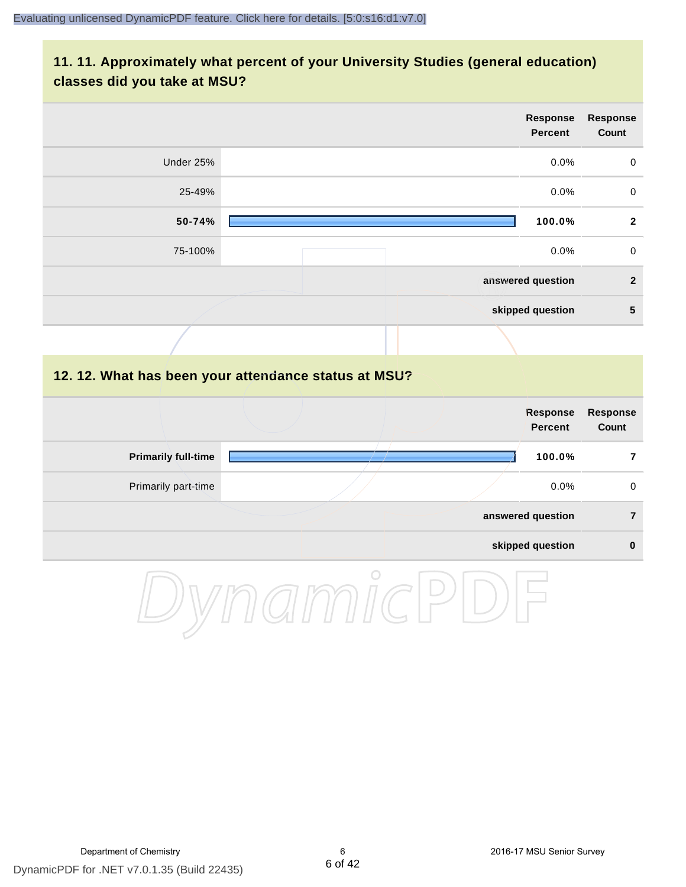## 11. 11. Approximately what percent of your University Studies (general education) classes did you take at MSU?

| | Response Percent | Response Count |
|---|---|---|
| Under 25% | 0.0% | 0 |
| 25-49% | 0.0% | 0 |
| **50-74%** | **100.0%** | **2** |
| 75-100% | 0.0% | 0 |
| | **answered question** | **2** |
| | **skipped question** | **5** |

## 12. 12. What has been your attendance status at MSU?

| | Response Percent | Response Count |
|---|---|---|
| **Primarily full-time** | **100.0%** | **7** |
| Primarily part-time | 0.0% | 0 |
| | **answered question** | **7** |
| | **skipped question** | **0** |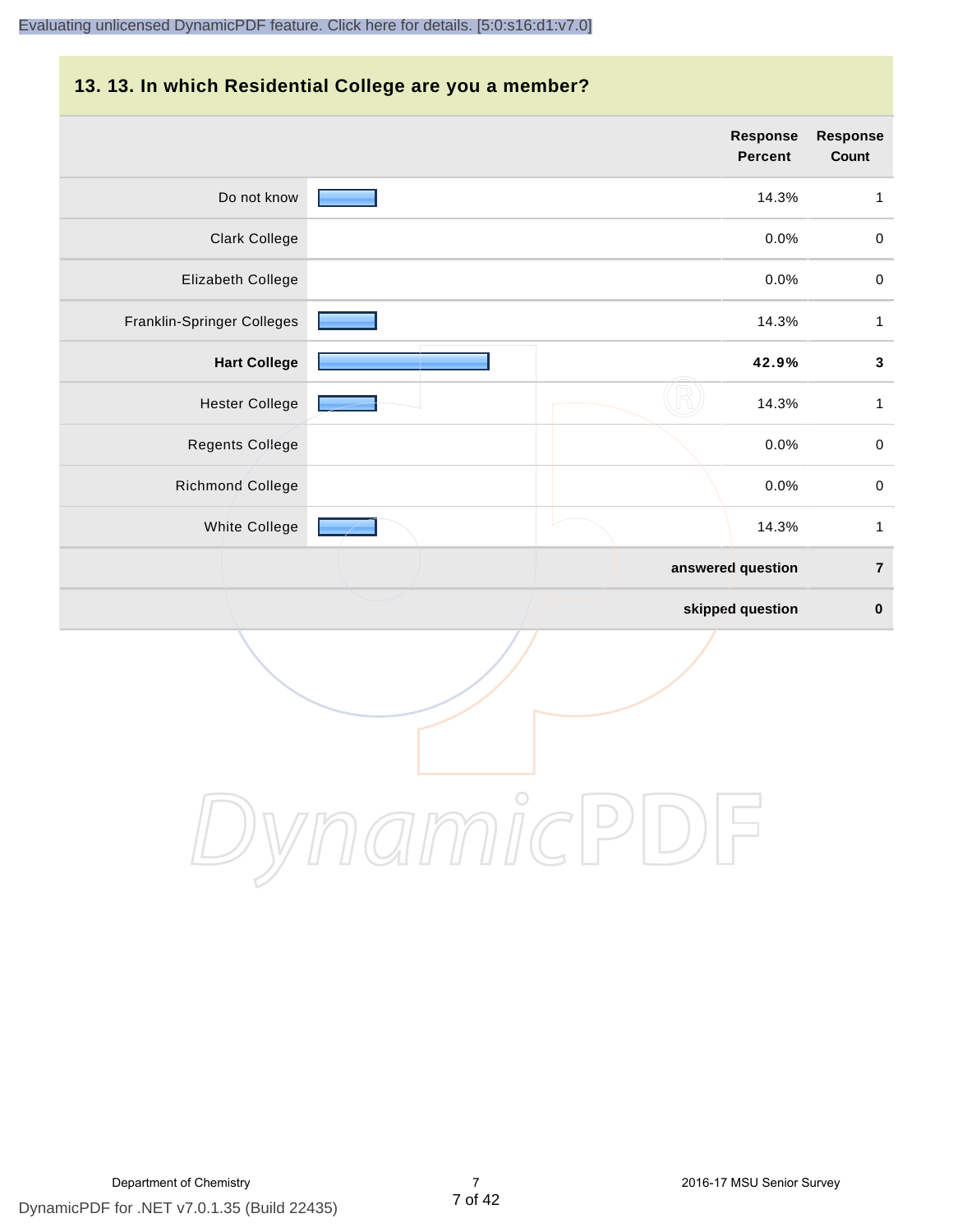## 13. 13. In which Residential College are you a member?

| | Response Percent | Response Count |
|---|---|---|
| Do not know | 14.3% | 1 |
| Clark College | 0.0% | 0 |
| Elizabeth College | 0.0% | 0 |
| Franklin-Springer Colleges | 14.3% | 1 |
| **Hart College** | **42.9%** | **3** |
| Hester College | 14.3% | 1 |
| Regents College | 0.0% | 0 |
| Richmond College | 0.0% | 0 |
| White College | 14.3% | 1 |
| | **answered question** | **7** |
| | **skipped question** | **0** |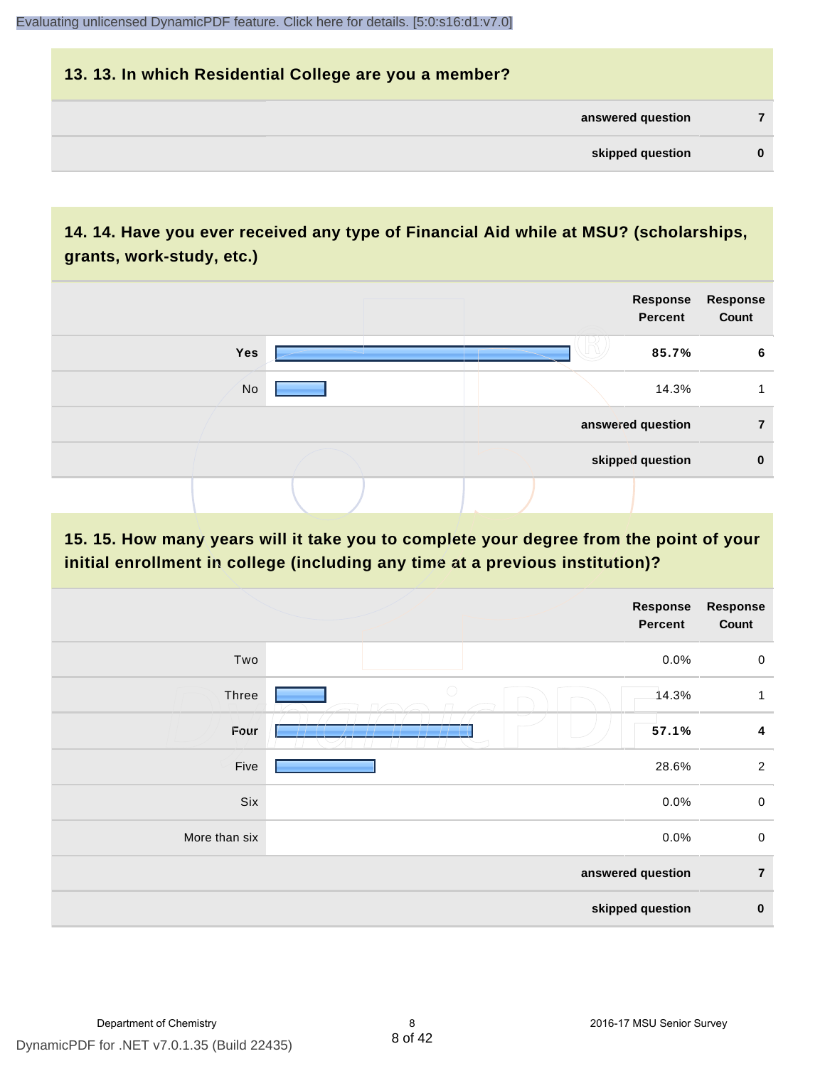## 13. 13. In which Residential College are you a member?

| | |
|---|---|
| answered question | 7 |
| skipped question | 0 |

## 14. 14. Have you ever received any type of Financial Aid while at MSU? (scholarships, grants, work-study, etc.)

| | Response Percent | Response Count |
|---|---|---|
| Yes | 85.7% | 6 |
| No | 14.3% | 1 |
| answered question | | 7 |
| skipped question | | 0 |

## 15. 15. How many years will it take you to complete your degree from the point of your initial enrollment in college (including any time at a previous institution)?

| | Response Percent | Response Count |
|---|---|---|
| Two | 0.0% | 0 |
| Three | 14.3% | 1 |
| Four | 57.1% | 4 |
| Five | 28.6% | 2 |
| Six | 0.0% | 0 |
| More than six | 0.0% | 0 |
| answered question | | 7 |
| skipped question | | 0 |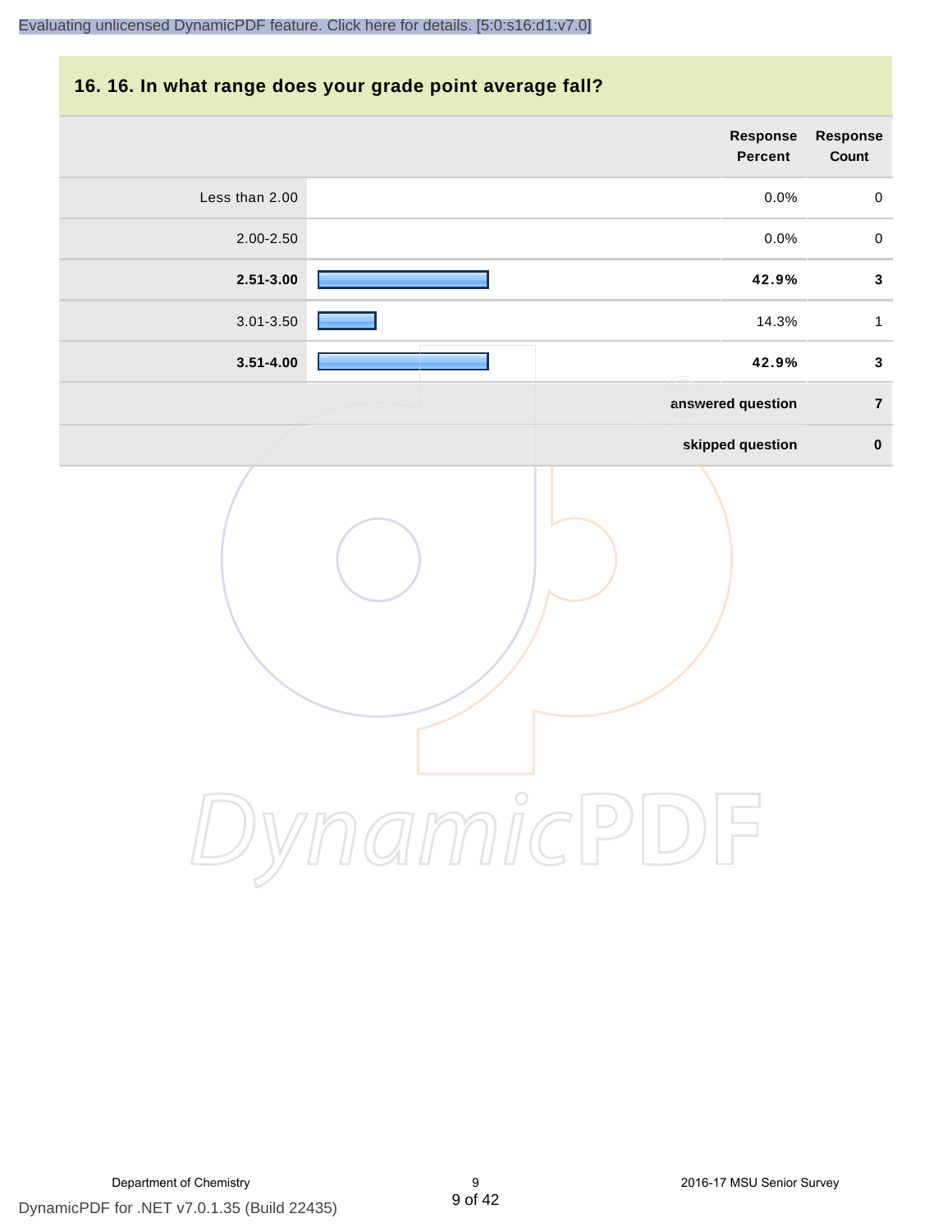## 16. 16. In what range does your grade point average fall?

| | Response Percent | Response Count |
|---|---|---|
| Less than 2.00 | 0.0% | 0 |
| 2.00-2.50 | 0.0% | 0 |
| **2.51-3.00** | **42.9%** | **3** |
| 3.01-3.50 | 14.3% | 1 |
| **3.51-4.00** | **42.9%** | **3** |
| | **answered question** | **7** |
| | **skipped question** | **0** |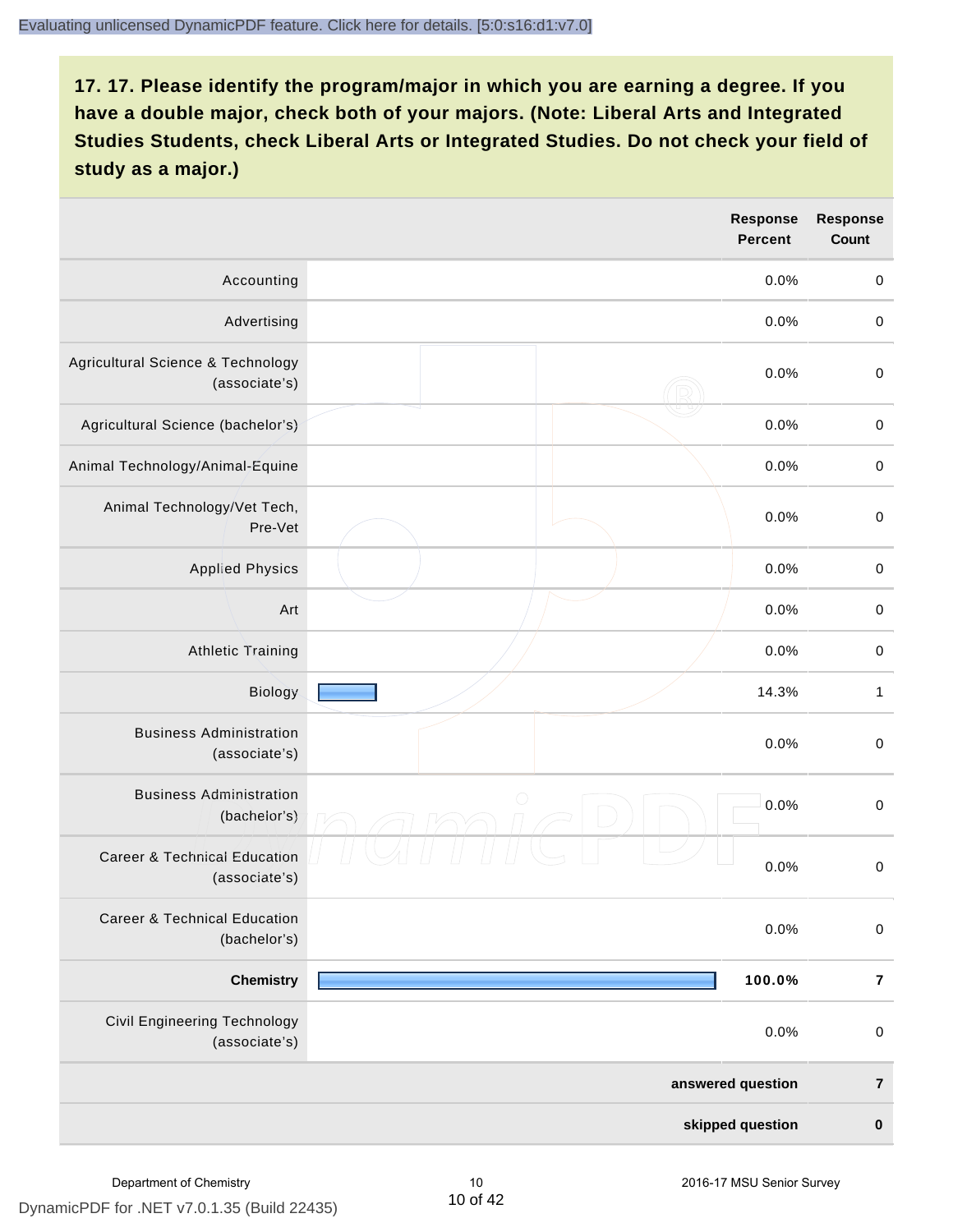## 17. 17. Please identify the program/major in which you are earning a degree. If you have a double major, check both of your majors. (Note: Liberal Arts and Integrated Studies Students, check Liberal Arts or Integrated Studies. Do not check your field of study as a major.)

| | Response Percent | Response Count |
|---|---|---|
| Accounting | 0.0% | 0 |
| Advertising | 0.0% | 0 |
| Agricultural Science & Technology (associate's) | 0.0% | 0 |
| Agricultural Science (bachelor's) | 0.0% | 0 |
| Animal Technology/Animal-Equine | 0.0% | 0 |
| Animal Technology/Vet Tech, Pre-Vet | 0.0% | 0 |
| Applied Physics | 0.0% | 0 |
| Art | 0.0% | 0 |
| Athletic Training | 0.0% | 0 |
| Biology | 14.3% | 1 |
| Business Administration (associate's) | 0.0% | 0 |
| Business Administration (bachelor's) | 0.0% | 0 |
| Career & Technical Education (associate's) | 0.0% | 0 |
| Career & Technical Education (bachelor's) | 0.0% | 0 |
| **Chemistry** | **100.0%** | **7** |
| Civil Engineering Technology (associate's) | 0.0% | 0 |
| | **answered question** | **7** |
| | **skipped question** | **0** |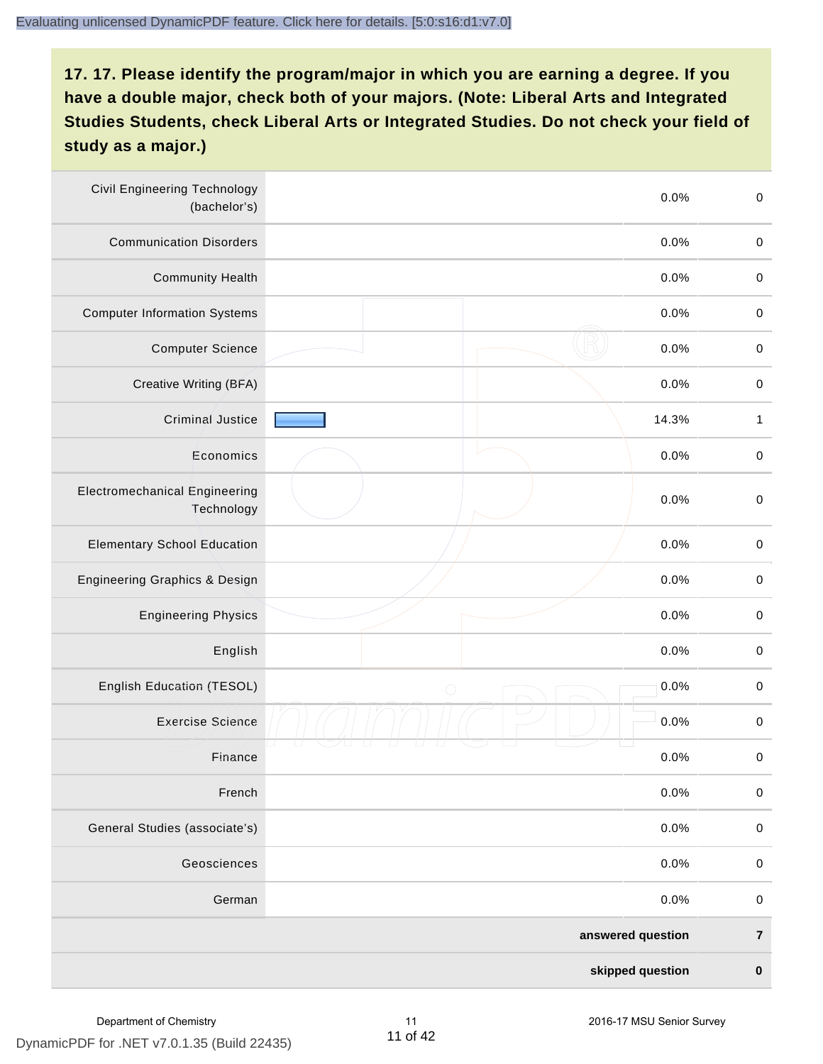**17. 17. Please identify the program/major in which you are earning a degree. If you have a double major, check both of your majors. (Note: Liberal Arts and Integrated Studies Students, check Liberal Arts or Integrated Studies. Do not check your field of study as a major.)**

| | | | |
|---|---|---|---|
| Civil Engineering Technology (bachelor's) | | 0.0% | 0 |
| Communication Disorders | | 0.0% | 0 |
| Community Health | | 0.0% | 0 |
| Computer Information Systems | | 0.0% | 0 |
| Computer Science | | 0.0% | 0 |
| Creative Writing (BFA) | | 0.0% | 0 |
| Criminal Justice | | 14.3% | 1 |
| Economics | | 0.0% | 0 |
| Electromechanical Engineering Technology | | 0.0% | 0 |
| Elementary School Education | | 0.0% | 0 |
| Engineering Graphics & Design | | 0.0% | 0 |
| Engineering Physics | | 0.0% | 0 |
| English | | 0.0% | 0 |
| English Education (TESOL) | | 0.0% | 0 |
| Exercise Science | | 0.0% | 0 |
| Finance | | 0.0% | 0 |
| French | | 0.0% | 0 |
| General Studies (associate's) | | 0.0% | 0 |
| Geosciences | | 0.0% | 0 |
| German | | 0.0% | 0 |
| | | **answered question** | **7** |
| | | **skipped question** | **0** |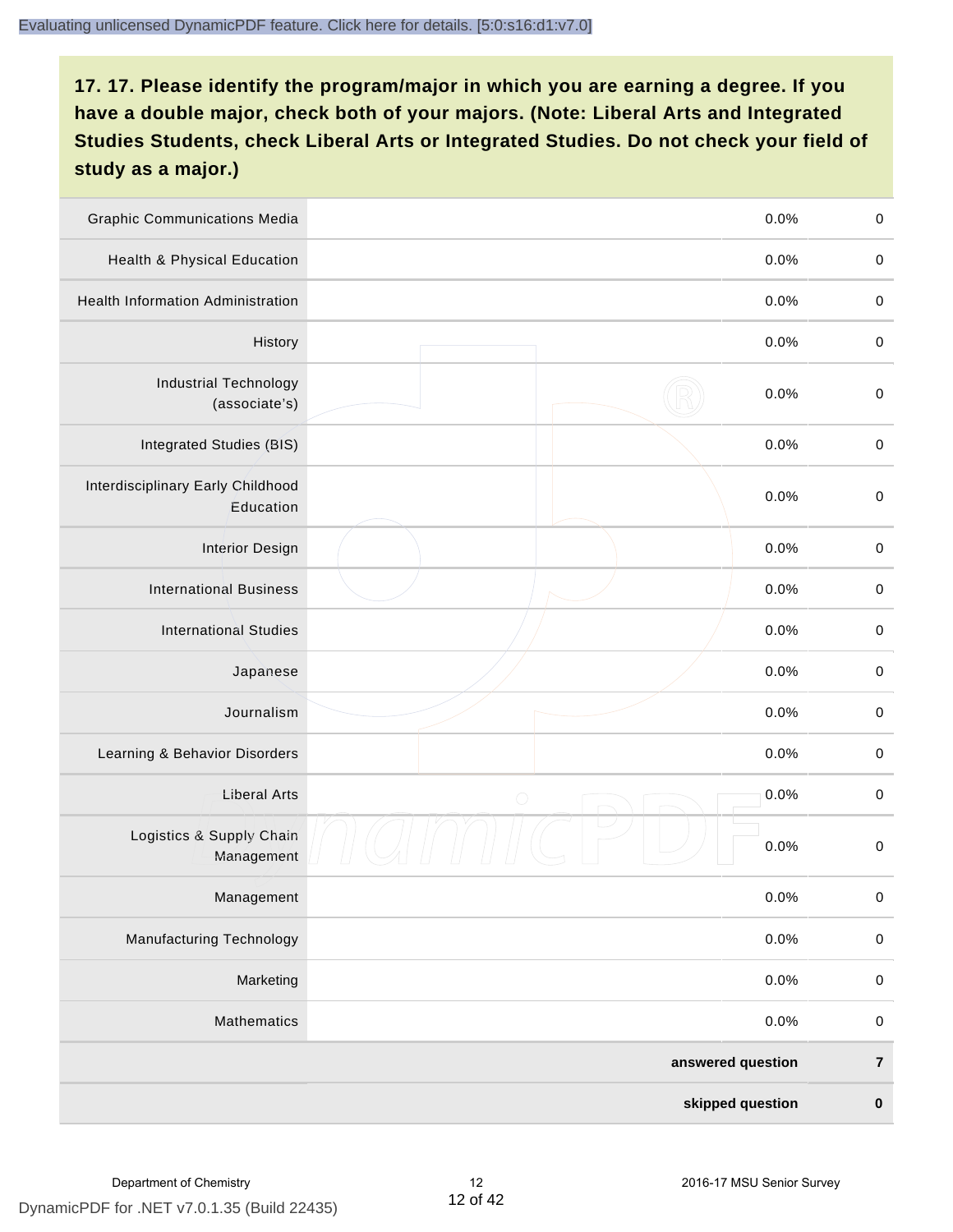**17. 17. Please identify the program/major in which you are earning a degree. If you have a double major, check both of your majors. (Note: Liberal Arts and Integrated Studies Students, check Liberal Arts or Integrated Studies. Do not check your field of study as a major.)**

| | | | |
|---|---|---|---|
| Graphic Communications Media | | 0.0% | 0 |
| Health & Physical Education | | 0.0% | 0 |
| Health Information Administration | | 0.0% | 0 |
| History | | 0.0% | 0 |
| Industrial Technology (associate's) | | 0.0% | 0 |
| Integrated Studies (BIS) | | 0.0% | 0 |
| Interdisciplinary Early Childhood Education | | 0.0% | 0 |
| Interior Design | | 0.0% | 0 |
| International Business | | 0.0% | 0 |
| International Studies | | 0.0% | 0 |
| Japanese | | 0.0% | 0 |
| Journalism | | 0.0% | 0 |
| Learning & Behavior Disorders | | 0.0% | 0 |
| Liberal Arts | | 0.0% | 0 |
| Logistics & Supply Chain Management | | 0.0% | 0 |
| Management | | 0.0% | 0 |
| Manufacturing Technology | | 0.0% | 0 |
| Marketing | | 0.0% | 0 |
| Mathematics | | 0.0% | 0 |
| | | **answered question** | **7** |
| | | **skipped question** | **0** |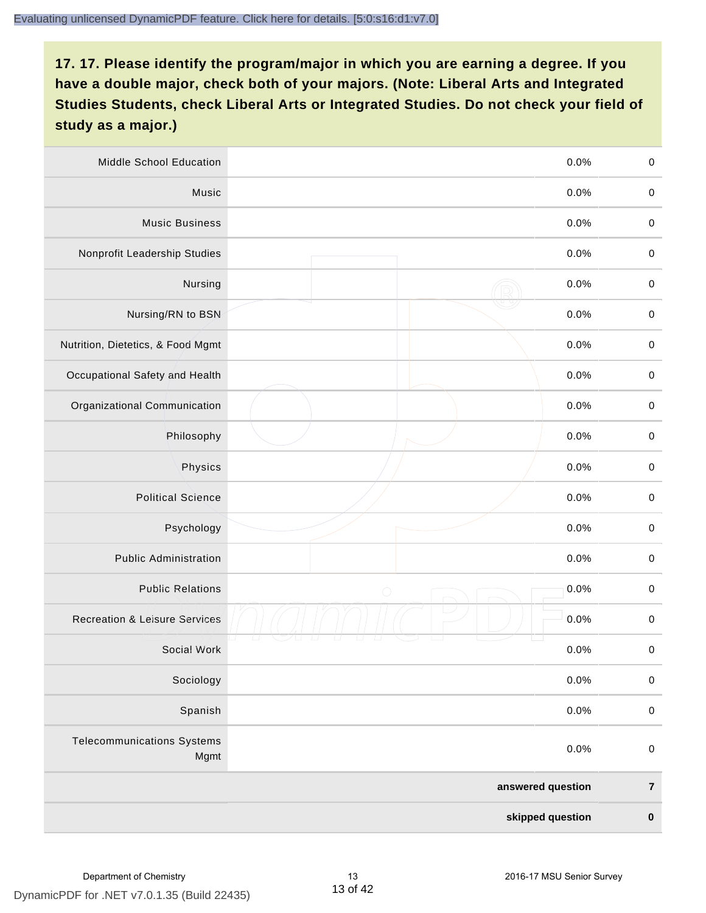**17. 17. Please identify the program/major in which you are earning a degree. If you have a double major, check both of your majors. (Note: Liberal Arts and Integrated Studies Students, check Liberal Arts or Integrated Studies. Do not check your field of study as a major.)**

| | | | |
|---|---|---|---|
| Middle School Education | | 0.0% | 0 |
| Music | | 0.0% | 0 |
| Music Business | | 0.0% | 0 |
| Nonprofit Leadership Studies | | 0.0% | 0 |
| Nursing | | 0.0% | 0 |
| Nursing/RN to BSN | | 0.0% | 0 |
| Nutrition, Dietetics, & Food Mgmt | | 0.0% | 0 |
| Occupational Safety and Health | | 0.0% | 0 |
| Organizational Communication | | 0.0% | 0 |
| Philosophy | | 0.0% | 0 |
| Physics | | 0.0% | 0 |
| Political Science | | 0.0% | 0 |
| Psychology | | 0.0% | 0 |
| Public Administration | | 0.0% | 0 |
| Public Relations | | 0.0% | 0 |
| Recreation & Leisure Services | | 0.0% | 0 |
| Social Work | | 0.0% | 0 |
| Sociology | | 0.0% | 0 |
| Spanish | | 0.0% | 0 |
| Telecommunications Systems Mgmt | | 0.0% | 0 |
| | | **answered question** | **7** |
| | | **skipped question** | **0** |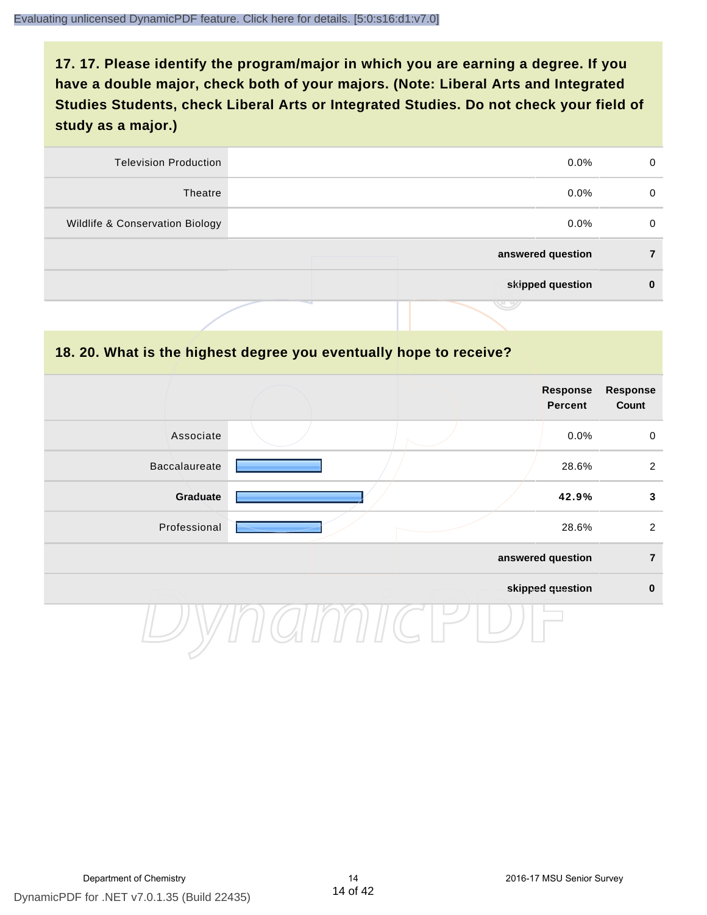## 17. 17. Please identify the program/major in which you are earning a degree. If you have a double major, check both of your majors. (Note: Liberal Arts and Integrated Studies Students, check Liberal Arts or Integrated Studies. Do not check your field of study as a major.)

| | | | |
|---|---|---|---|
| Television Production | | 0.0% | 0 |
| Theatre | | 0.0% | 0 |
| Wildlife & Conservation Biology | | 0.0% | 0 |
| | | **answered question** | **7** |
| | | **skipped question** | **0** |

## 18. 20. What is the highest degree you eventually hope to receive?

| | | Response Percent | Response Count |
|---|---|---|---|
| Associate | | 0.0% | 0 |
| Baccalaureate | | 28.6% | 2 |
| **Graduate** | | **42.9%** | **3** |
| Professional | | 28.6% | 2 |
| | | **answered question** | **7** |
| | | **skipped question** | **0** |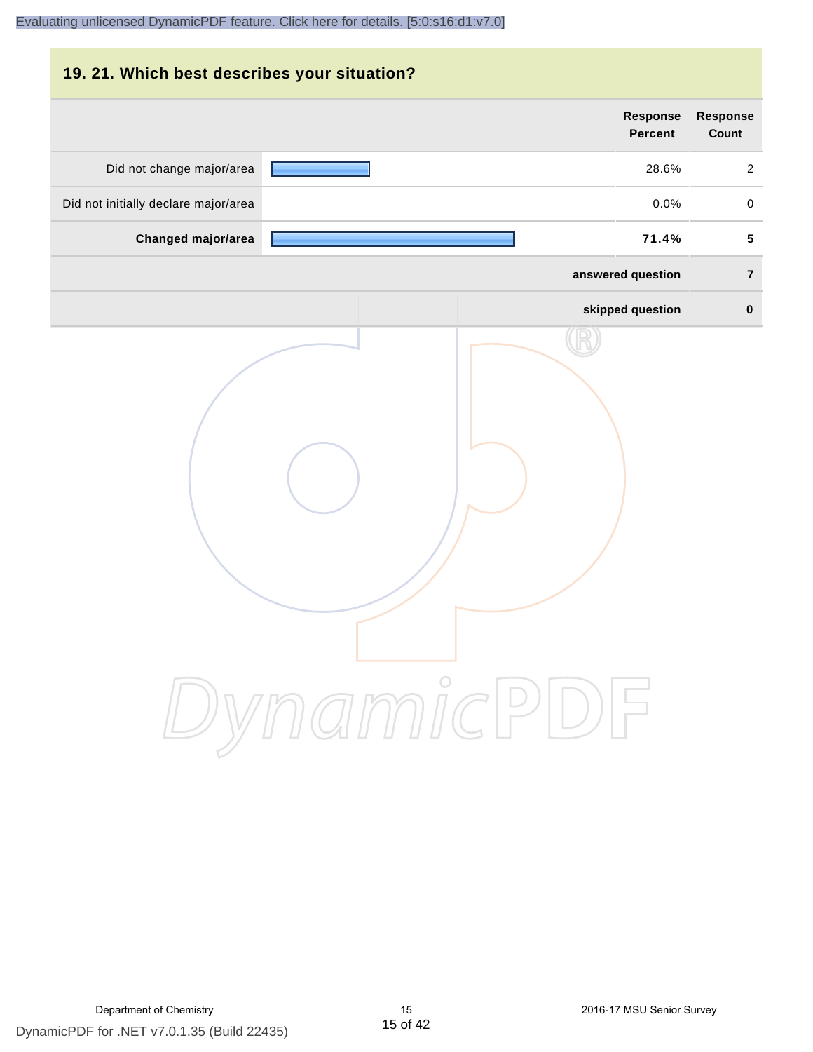## 19. 21. Which best describes your situation?

| | Response Percent | Response Count |
|---|---|---|
| Did not change major/area | 28.6% | 2 |
| Did not initially declare major/area | 0.0% | 0 |
| **Changed major/area** | **71.4%** | **5** |
| | **answered question** | **7** |
| | **skipped question** | **0** |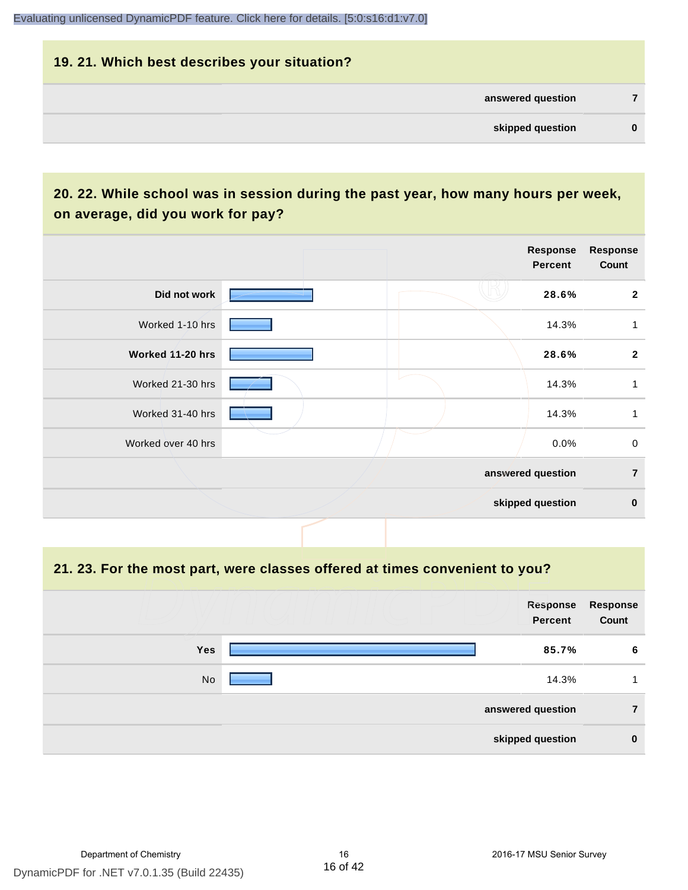## 19. 21. Which best describes your situation?

| | |
|---|---|
| answered question | 7 |
| skipped question | 0 |

## 20. 22. While school was in session during the past year, how many hours per week, on average, did you work for pay?

| | Response Percent | Response Count |
|---|---|---|
| **Did not work** | **28.6%** | **2** |
| Worked 1-10 hrs | 14.3% | 1 |
| **Worked 11-20 hrs** | **28.6%** | **2** |
| Worked 21-30 hrs | 14.3% | 1 |
| Worked 31-40 hrs | 14.3% | 1 |
| Worked over 40 hrs | 0.0% | 0 |
| | answered question | 7 |
| | skipped question | 0 |

## 21. 23. For the most part, were classes offered at times convenient to you?

| | Response Percent | Response Count |
|---|---|---|
| **Yes** | **85.7%** | **6** |
| No | 14.3% | 1 |
| | answered question | 7 |
| | skipped question | 0 |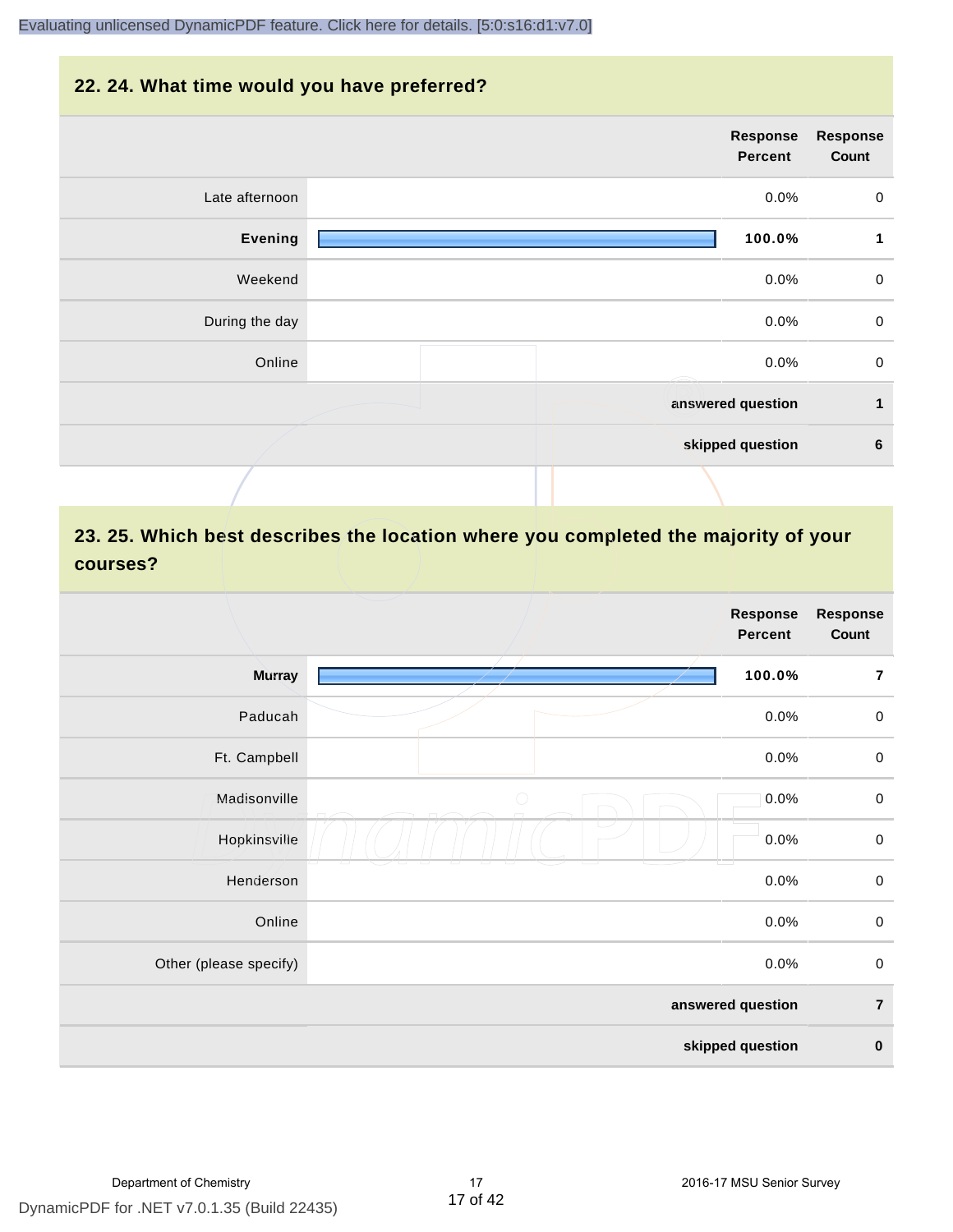## 22. 24. What time would you have preferred?

| | Response Percent | Response Count |
|---|---|---|
| Late afternoon | 0.0% | 0 |
| **Evening** | **100.0%** | **1** |
| Weekend | 0.0% | 0 |
| During the day | 0.0% | 0 |
| Online | 0.0% | 0 |
| **answered question** | | **1** |
| **skipped question** | | **6** |

## 23. 25. Which best describes the location where you completed the majority of your courses?

| | Response Percent | Response Count |
|---|---|---|
| **Murray** | **100.0%** | **7** |
| Paducah | 0.0% | 0 |
| Ft. Campbell | 0.0% | 0 |
| Madisonville | 0.0% | 0 |
| Hopkinsville | 0.0% | 0 |
| Henderson | 0.0% | 0 |
| Online | 0.0% | 0 |
| Other (please specify) | 0.0% | 0 |
| **answered question** | | **7** |
| **skipped question** | | **0** |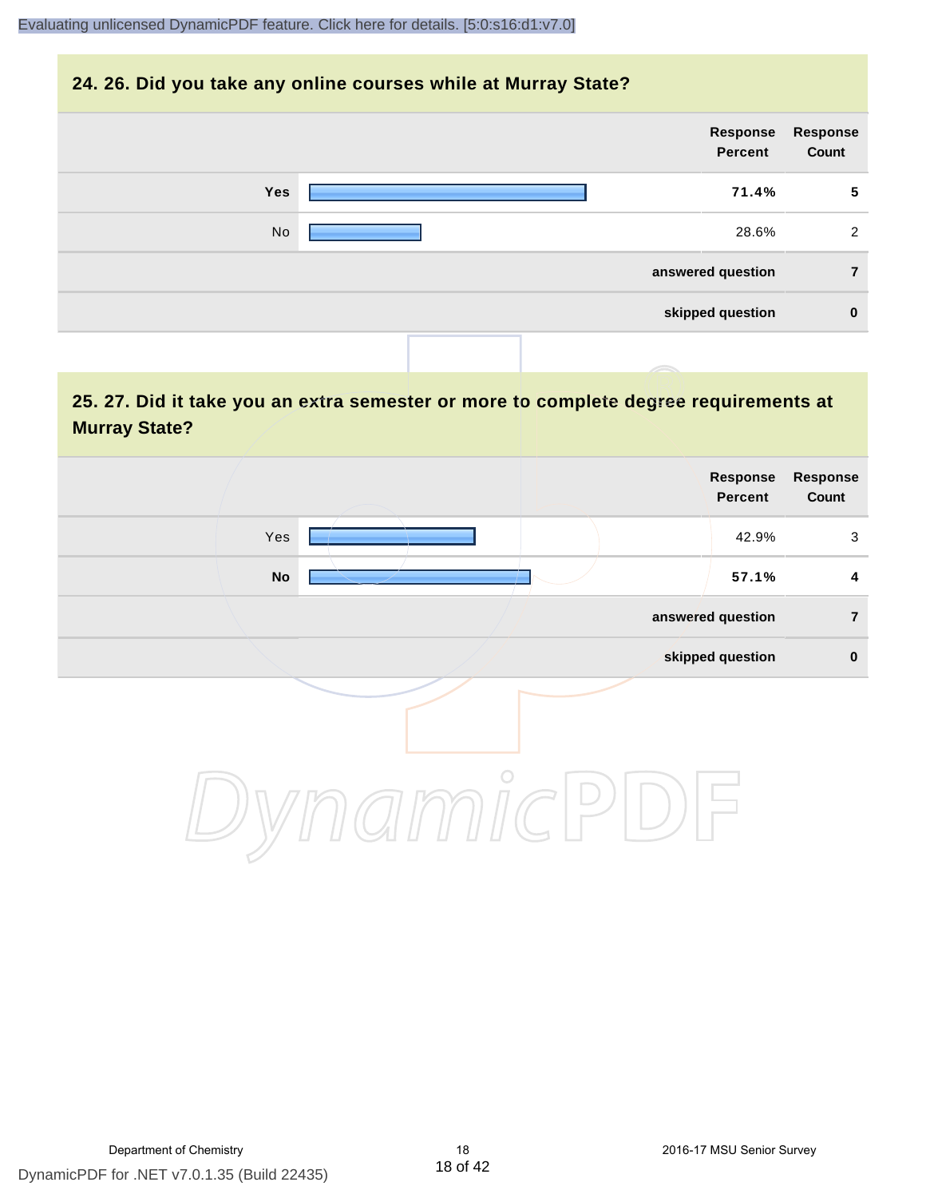## 24. 26. Did you take any online courses while at Murray State?

| | Response Percent | Response Count |
|---|---|---|
| **Yes** | **71.4%** | **5** |
| No | 28.6% | 2 |
| **answered question** | | **7** |
| **skipped question** | | **0** |

## 25. 27. Did it take you an extra semester or more to complete degree requirements at Murray State?

| | Response Percent | Response Count |
|---|---|---|
| Yes | 42.9% | 3 |
| **No** | **57.1%** | **4** |
| **answered question** | | **7** |
| **skipped question** | | **0** |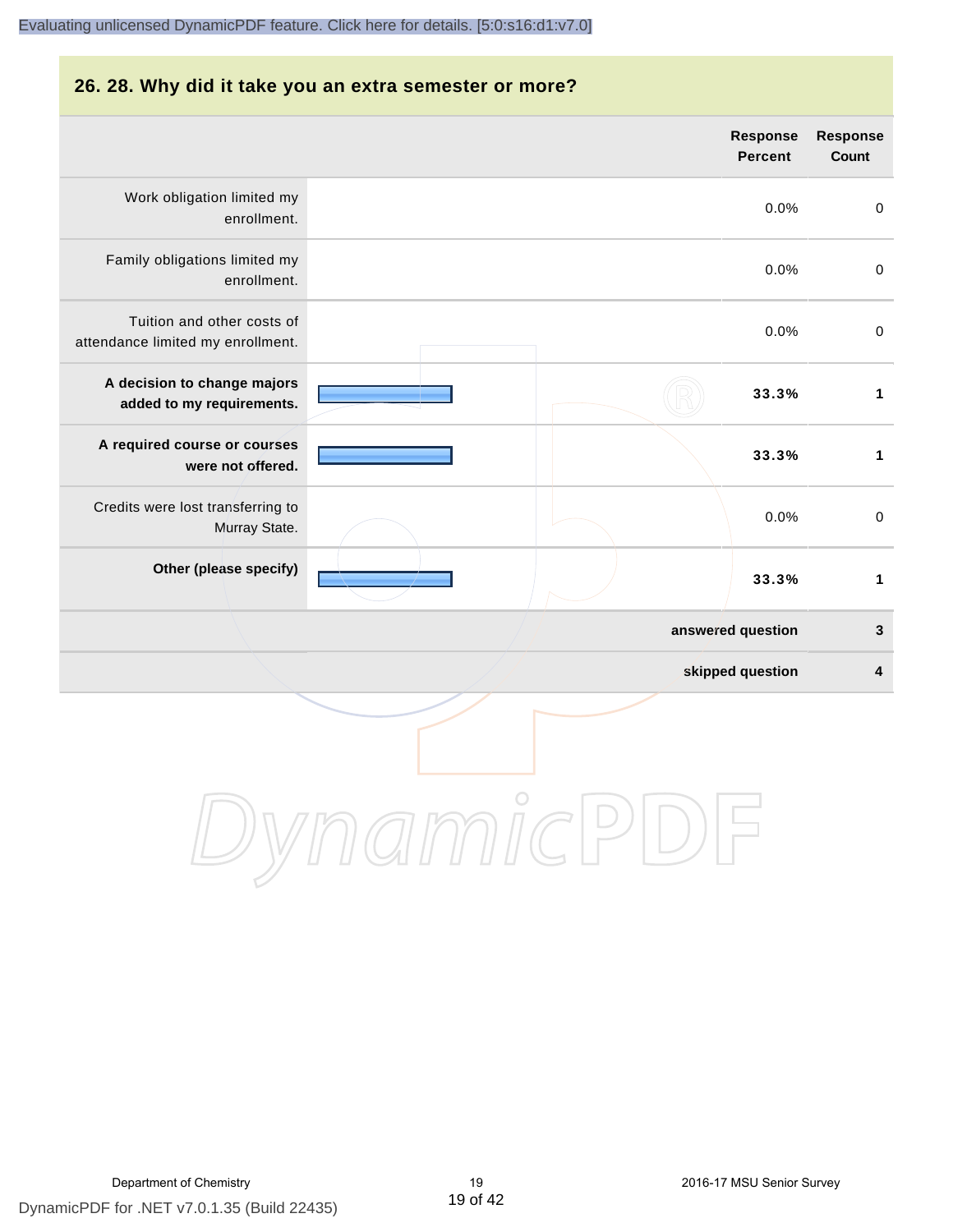## 26. 28. Why did it take you an extra semester or more?

| | Response Percent | Response Count |
|---|---|---|
| Work obligation limited my enrollment. | 0.0% | 0 |
| Family obligations limited my enrollment. | 0.0% | 0 |
| Tuition and other costs of attendance limited my enrollment. | 0.0% | 0 |
| **A decision to change majors added to my requirements.** | **33.3%** | **1** |
| **A required course or courses were not offered.** | **33.3%** | **1** |
| Credits were lost transferring to Murray State. | 0.0% | 0 |
| **Other (please specify)** | **33.3%** | **1** |
| | **answered question** | **3** |
| | **skipped question** | **4** |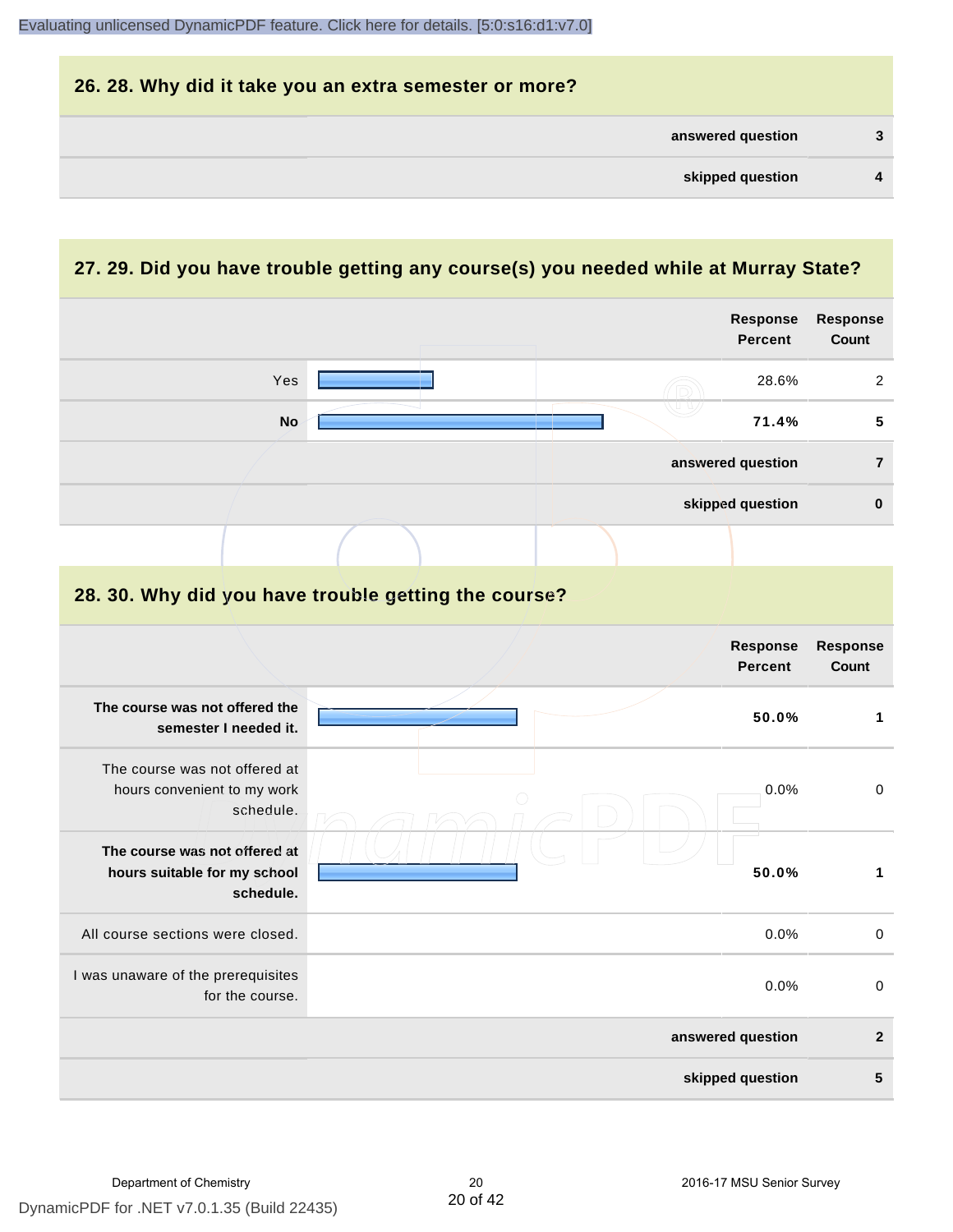## 26. 28. Why did it take you an extra semester or more?

| | |
|---|---|
| answered question | 3 |
| skipped question | 4 |

## 27. 29. Did you have trouble getting any course(s) you needed while at Murray State?

| | Response Percent | Response Count |
|---|---|---|
| Yes | 28.6% | 2 |
| **No** | **71.4%** | **5** |
| answered question | | 7 |
| skipped question | | 0 |

## 28. 30. Why did you have trouble getting the course?

| | Response Percent | Response Count |
|---|---|---|
| **The course was not offered the semester I needed it.** | **50.0%** | **1** |
| The course was not offered at hours convenient to my work schedule. | 0.0% | 0 |
| **The course was not offered at hours suitable for my school schedule.** | **50.0%** | **1** |
| All course sections were closed. | 0.0% | 0 |
| I was unaware of the prerequisites for the course. | 0.0% | 0 |
| answered question | | 2 |
| skipped question | | 5 |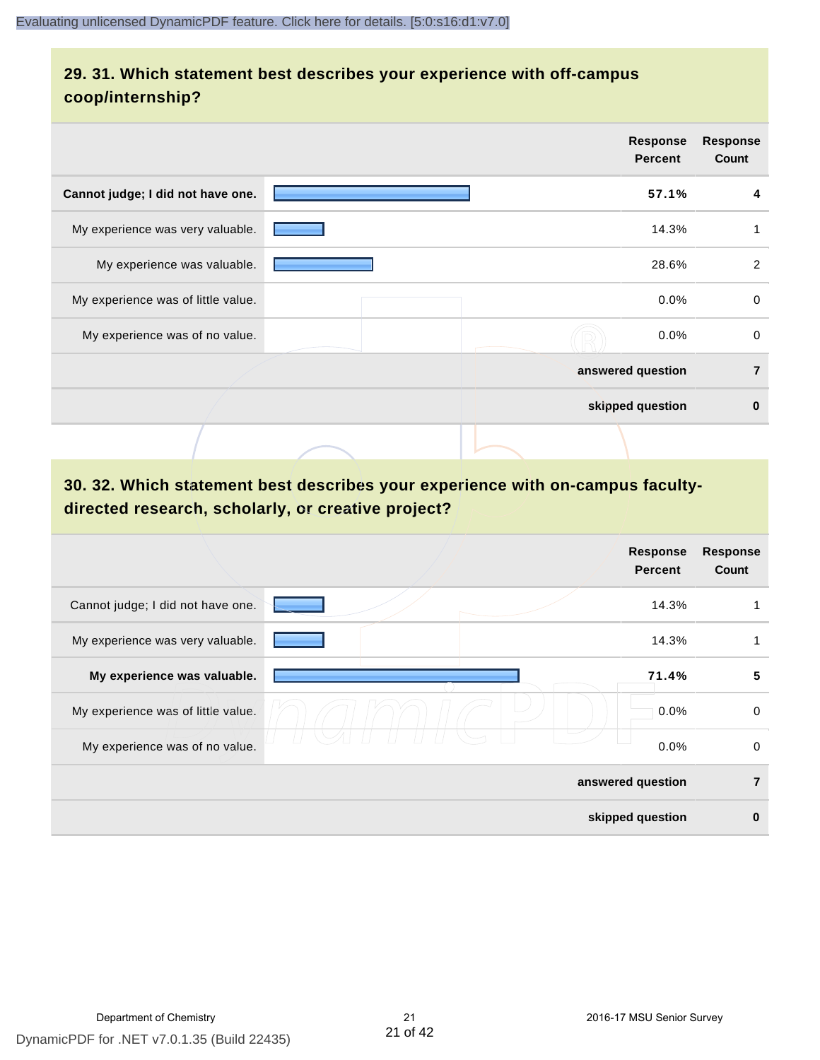## 29. 31. Which statement best describes your experience with off-campus coop/internship?

| | Response Percent | Response Count |
|---|---|---|
| **Cannot judge; I did not have one.** | **57.1%** | **4** |
| My experience was very valuable. | 14.3% | 1 |
| My experience was valuable. | 28.6% | 2 |
| My experience was of little value. | 0.0% | 0 |
| My experience was of no value. | 0.0% | 0 |
| | **answered question** | **7** |
| | **skipped question** | **0** |

## 30. 32. Which statement best describes your experience with on-campus faculty-directed research, scholarly, or creative project?

| | Response Percent | Response Count |
|---|---|---|
| Cannot judge; I did not have one. | 14.3% | 1 |
| My experience was very valuable. | 14.3% | 1 |
| **My experience was valuable.** | **71.4%** | **5** |
| My experience was of little value. | 0.0% | 0 |
| My experience was of no value. | 0.0% | 0 |
| | **answered question** | **7** |
| | **skipped question** | **0** |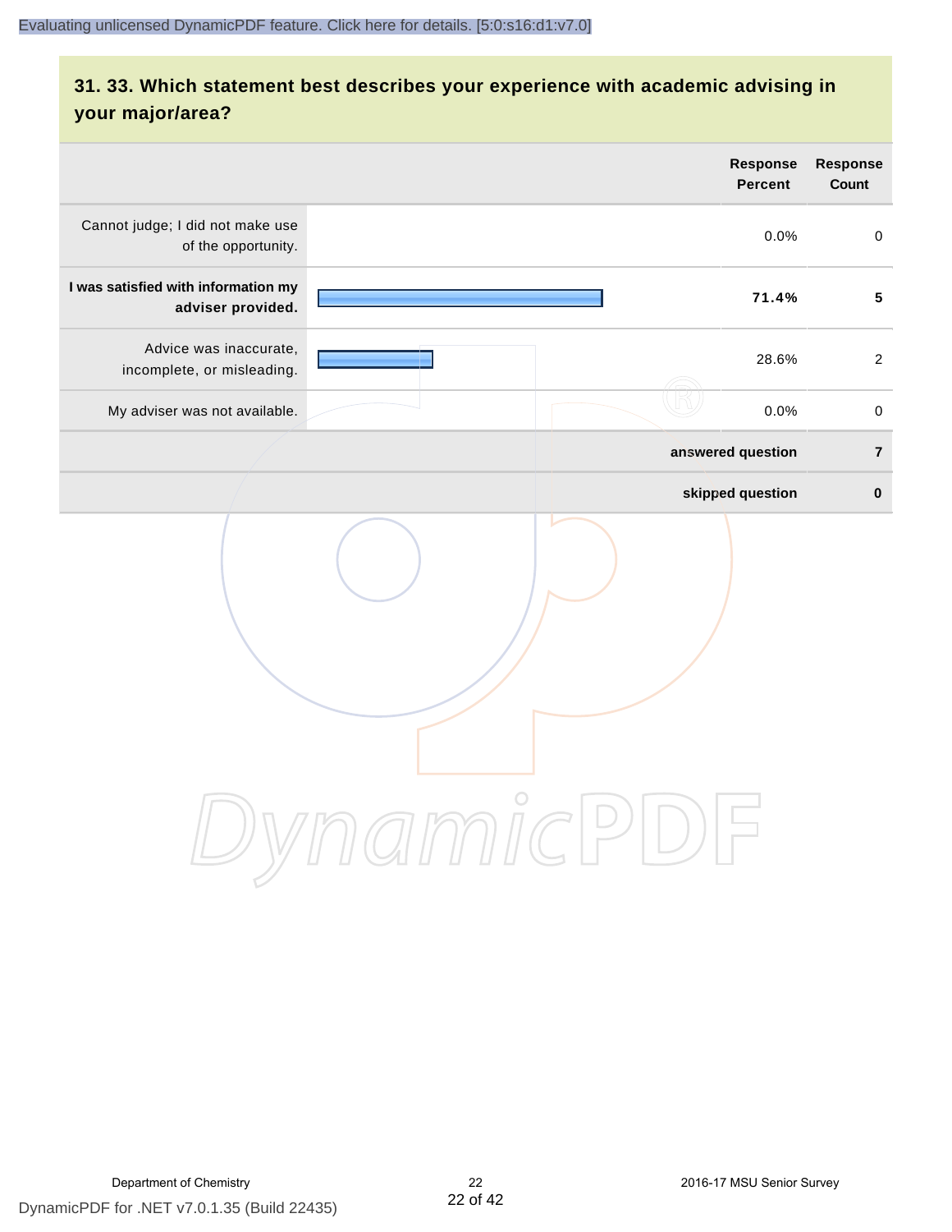## 31. 33. Which statement best describes your experience with academic advising in your major/area?

| | Response Percent | Response Count |
|---|---|---|
| Cannot judge; I did not make use of the opportunity. | 0.0% | 0 |
| **I was satisfied with information my adviser provided.** | **71.4%** | **5** |
| Advice was inaccurate, incomplete, or misleading. | 28.6% | 2 |
| My adviser was not available. | 0.0% | 0 |
| **answered question** | | **7** |
| **skipped question** | | **0** |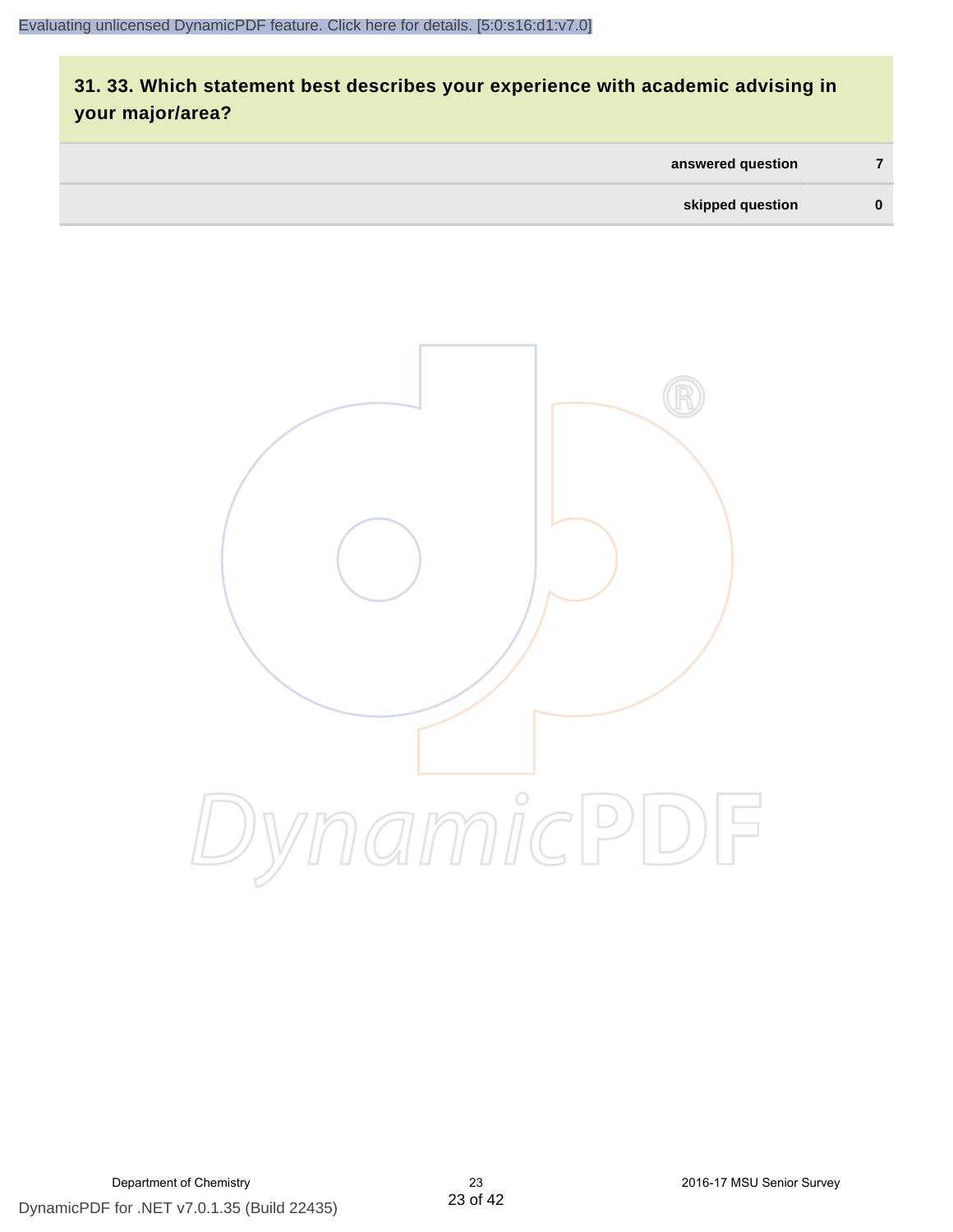## 31. 33. Which statement best describes your experience with academic advising in your major/area?

| | |
|---|---|
| answered question | 7 |
| skipped question | 0 |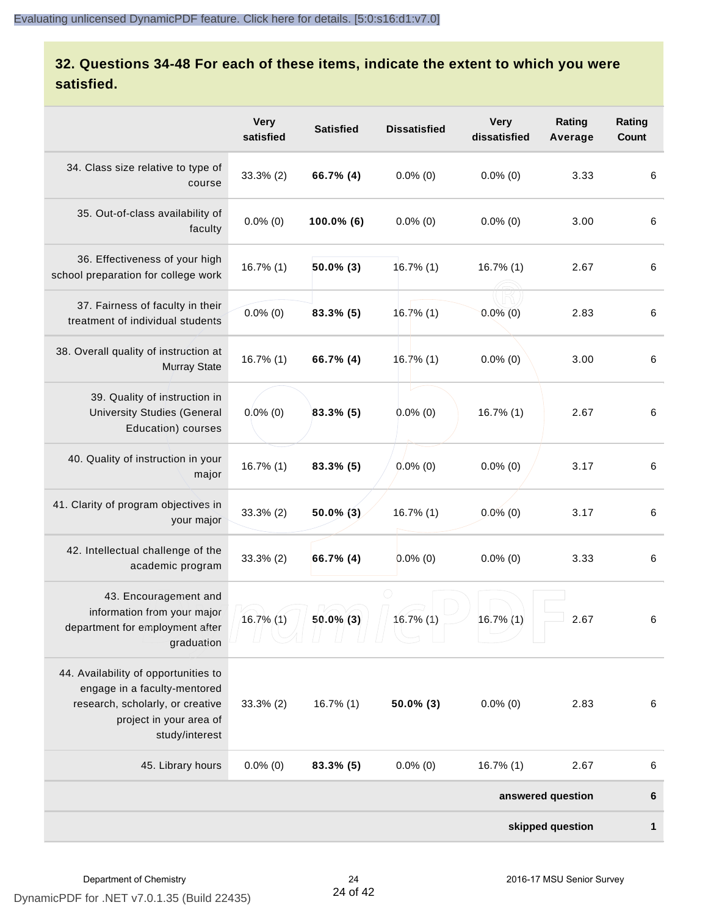## 32. Questions 34-48 For each of these items, indicate the extent to which you were satisfied.

| | Very satisfied | Satisfied | Dissatisfied | Very dissatisfied | Rating Average | Rating Count |
|---|---|---|---|---|---|---|
| 34. Class size relative to type of course | 33.3% (2) | **66.7% (4)** | 0.0% (0) | 0.0% (0) | 3.33 | 6 |
| 35. Out-of-class availability of faculty | 0.0% (0) | **100.0% (6)** | 0.0% (0) | 0.0% (0) | 3.00 | 6 |
| 36. Effectiveness of your high school preparation for college work | 16.7% (1) | **50.0% (3)** | 16.7% (1) | 16.7% (1) | 2.67 | 6 |
| 37. Fairness of faculty in their treatment of individual students | 0.0% (0) | **83.3% (5)** | 16.7% (1) | 0.0% (0) | 2.83 | 6 |
| 38. Overall quality of instruction at Murray State | 16.7% (1) | **66.7% (4)** | 16.7% (1) | 0.0% (0) | 3.00 | 6 |
| 39. Quality of instruction in University Studies (General Education) courses | 0.0% (0) | **83.3% (5)** | 0.0% (0) | 16.7% (1) | 2.67 | 6 |
| 40. Quality of instruction in your major | 16.7% (1) | **83.3% (5)** | 0.0% (0) | 0.0% (0) | 3.17 | 6 |
| 41. Clarity of program objectives in your major | 33.3% (2) | **50.0% (3)** | 16.7% (1) | 0.0% (0) | 3.17 | 6 |
| 42. Intellectual challenge of the academic program | 33.3% (2) | **66.7% (4)** | 0.0% (0) | 0.0% (0) | 3.33 | 6 |
| 43. Encouragement and information from your major department for employment after graduation | 16.7% (1) | **50.0% (3)** | 16.7% (1) | 16.7% (1) | 2.67 | 6 |
| 44. Availability of opportunities to engage in a faculty-mentored research, scholarly, or creative project in your area of study/interest | 33.3% (2) | 16.7% (1) | **50.0% (3)** | 0.0% (0) | 2.83 | 6 |
| 45. Library hours | 0.0% (0) | **83.3% (5)** | 0.0% (0) | 16.7% (1) | 2.67 | 6 |
| | | | | | **answered question** | **6** |
| | | | | | **skipped question** | **1** |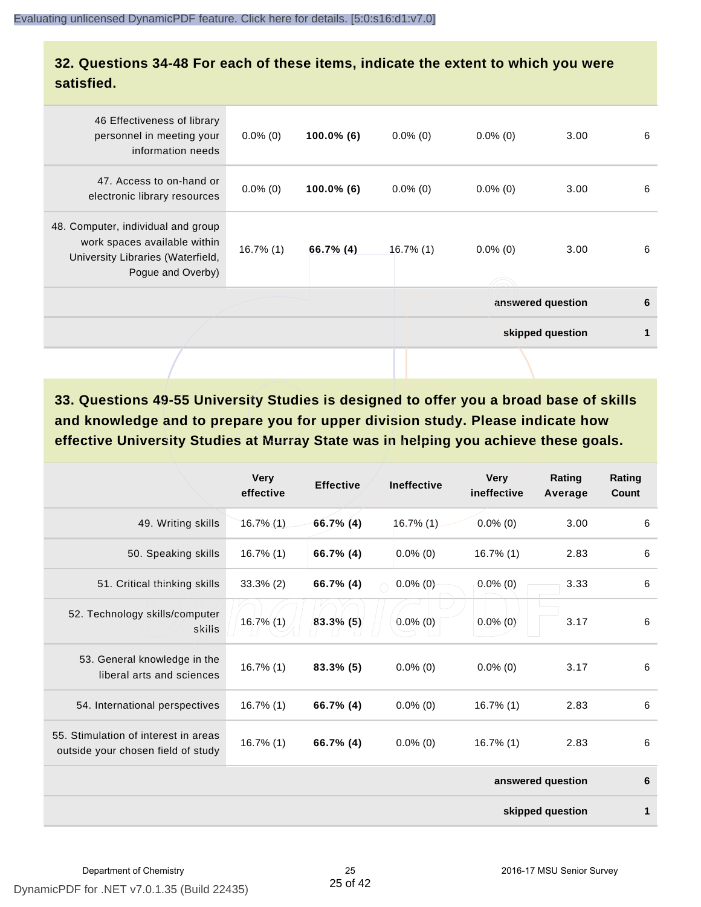## 32. Questions 34-48 For each of these items, indicate the extent to which you were satisfied.

| | | | | | | |
|---|---|---|---|---|---|---|
| 46 Effectiveness of library personnel in meeting your information needs | 0.0% (0) | **100.0% (6)** | 0.0% (0) | 0.0% (0) | 3.00 | 6 |
| 47. Access to on-hand or electronic library resources | 0.0% (0) | **100.0% (6)** | 0.0% (0) | 0.0% (0) | 3.00 | 6 |
| 48. Computer, individual and group work spaces available within University Libraries (Waterfield, Pogue and Overby) | 16.7% (1) | **66.7% (4)** | 16.7% (1) | 0.0% (0) | 3.00 | 6 |
| | | | | | **answered question** | **6** |
| | | | | | **skipped question** | **1** |

## 33. Questions 49-55 University Studies is designed to offer you a broad base of skills and knowledge and to prepare you for upper division study. Please indicate how effective University Studies at Murray State was in helping you achieve these goals.

| | Very effective | Effective | Ineffective | Very ineffective | Rating Average | Rating Count |
|---|---|---|---|---|---|---|
| 49. Writing skills | 16.7% (1) | **66.7% (4)** | 16.7% (1) | 0.0% (0) | 3.00 | 6 |
| 50. Speaking skills | 16.7% (1) | **66.7% (4)** | 0.0% (0) | 16.7% (1) | 2.83 | 6 |
| 51. Critical thinking skills | 33.3% (2) | **66.7% (4)** | 0.0% (0) | 0.0% (0) | 3.33 | 6 |
| 52. Technology skills/computer skills | 16.7% (1) | **83.3% (5)** | 0.0% (0) | 0.0% (0) | 3.17 | 6 |
| 53. General knowledge in the liberal arts and sciences | 16.7% (1) | **83.3% (5)** | 0.0% (0) | 0.0% (0) | 3.17 | 6 |
| 54. International perspectives | 16.7% (1) | **66.7% (4)** | 0.0% (0) | 16.7% (1) | 2.83 | 6 |
| 55. Stimulation of interest in areas outside your chosen field of study | 16.7% (1) | **66.7% (4)** | 0.0% (0) | 16.7% (1) | 2.83 | 6 |
| | | | | | **answered question** | **6** |
| | | | | | **skipped question** | **1** |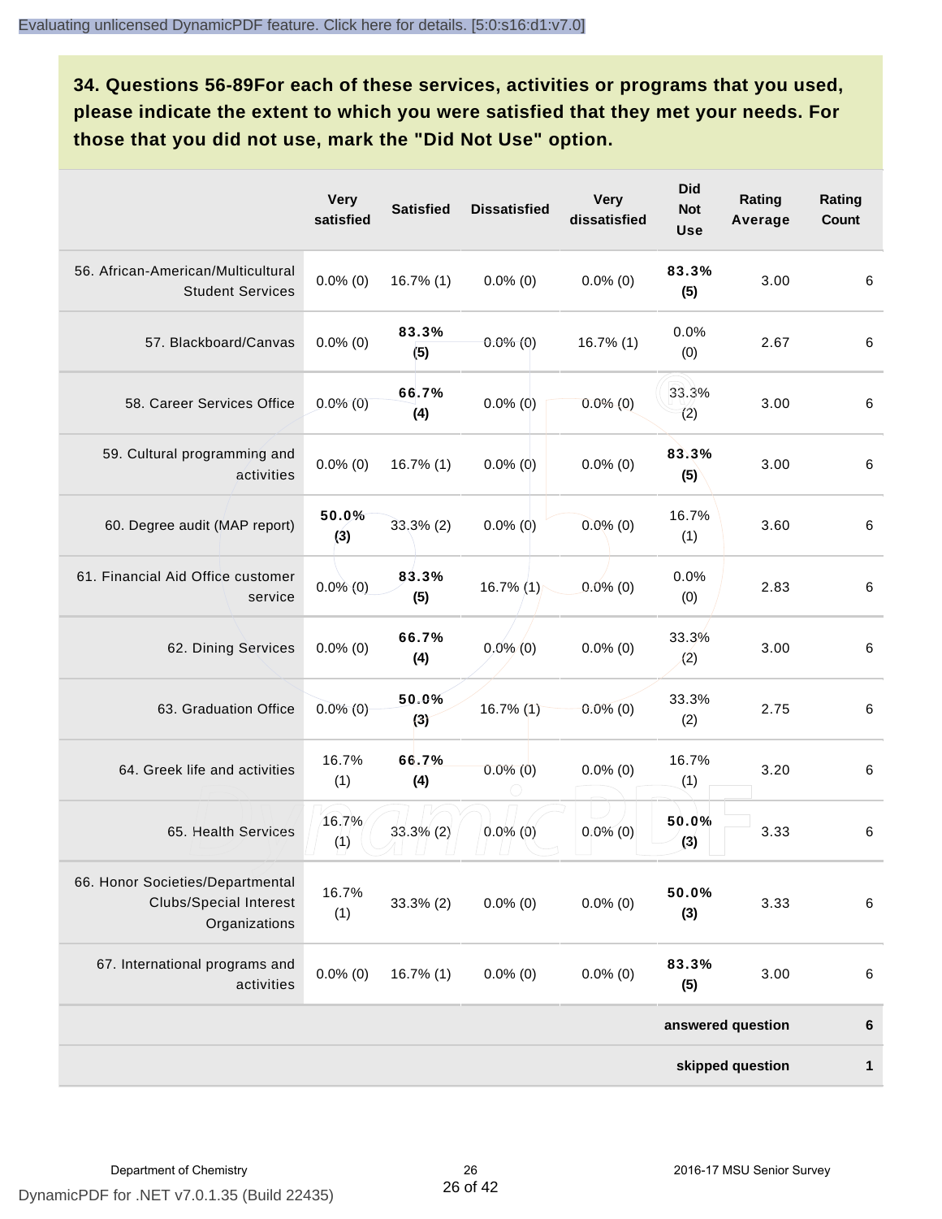**34. Questions 56-89For each of these services, activities or programs that you used, please indicate the extent to which you were satisfied that they met your needs. For those that you did not use, mark the "Did Not Use" option.**

| | Very satisfied | Satisfied | Dissatisfied | Very dissatisfied | Did Not Use | Rating Average | Rating Count |
|---|---|---|---|---|---|---|---|
| 56. African-American/Multicultural Student Services | 0.0% (0) | 16.7% (1) | 0.0% (0) | 0.0% (0) | **83.3% (5)** | 3.00 | 6 |
| 57. Blackboard/Canvas | 0.0% (0) | **83.3% (5)** | 0.0% (0) | 16.7% (1) | 0.0% (0) | 2.67 | 6 |
| 58. Career Services Office | 0.0% (0) | **66.7% (4)** | 0.0% (0) | 0.0% (0) | 33.3% (2) | 3.00 | 6 |
| 59. Cultural programming and activities | 0.0% (0) | 16.7% (1) | 0.0% (0) | 0.0% (0) | **83.3% (5)** | 3.00 | 6 |
| 60. Degree audit (MAP report) | **50.0% (3)** | 33.3% (2) | 0.0% (0) | 0.0% (0) | 16.7% (1) | 3.60 | 6 |
| 61. Financial Aid Office customer service | 0.0% (0) | **83.3% (5)** | 16.7% (1) | 0.0% (0) | 0.0% (0) | 2.83 | 6 |
| 62. Dining Services | 0.0% (0) | **66.7% (4)** | 0.0% (0) | 0.0% (0) | 33.3% (2) | 3.00 | 6 |
| 63. Graduation Office | 0.0% (0) | **50.0% (3)** | 16.7% (1) | 0.0% (0) | 33.3% (2) | 2.75 | 6 |
| 64. Greek life and activities | 16.7% (1) | **66.7% (4)** | 0.0% (0) | 0.0% (0) | 16.7% (1) | 3.20 | 6 |
| 65. Health Services | 16.7% (1) | 33.3% (2) | 0.0% (0) | 0.0% (0) | **50.0% (3)** | 3.33 | 6 |
| 66. Honor Societies/Departmental Clubs/Special Interest Organizations | 16.7% (1) | 33.3% (2) | 0.0% (0) | 0.0% (0) | **50.0% (3)** | 3.33 | 6 |
| 67. International programs and activities | 0.0% (0) | 16.7% (1) | 0.0% (0) | 0.0% (0) | **83.3% (5)** | 3.00 | 6 |
| | | | | | | **answered question** | **6** |
| | | | | | | **skipped question** | **1** |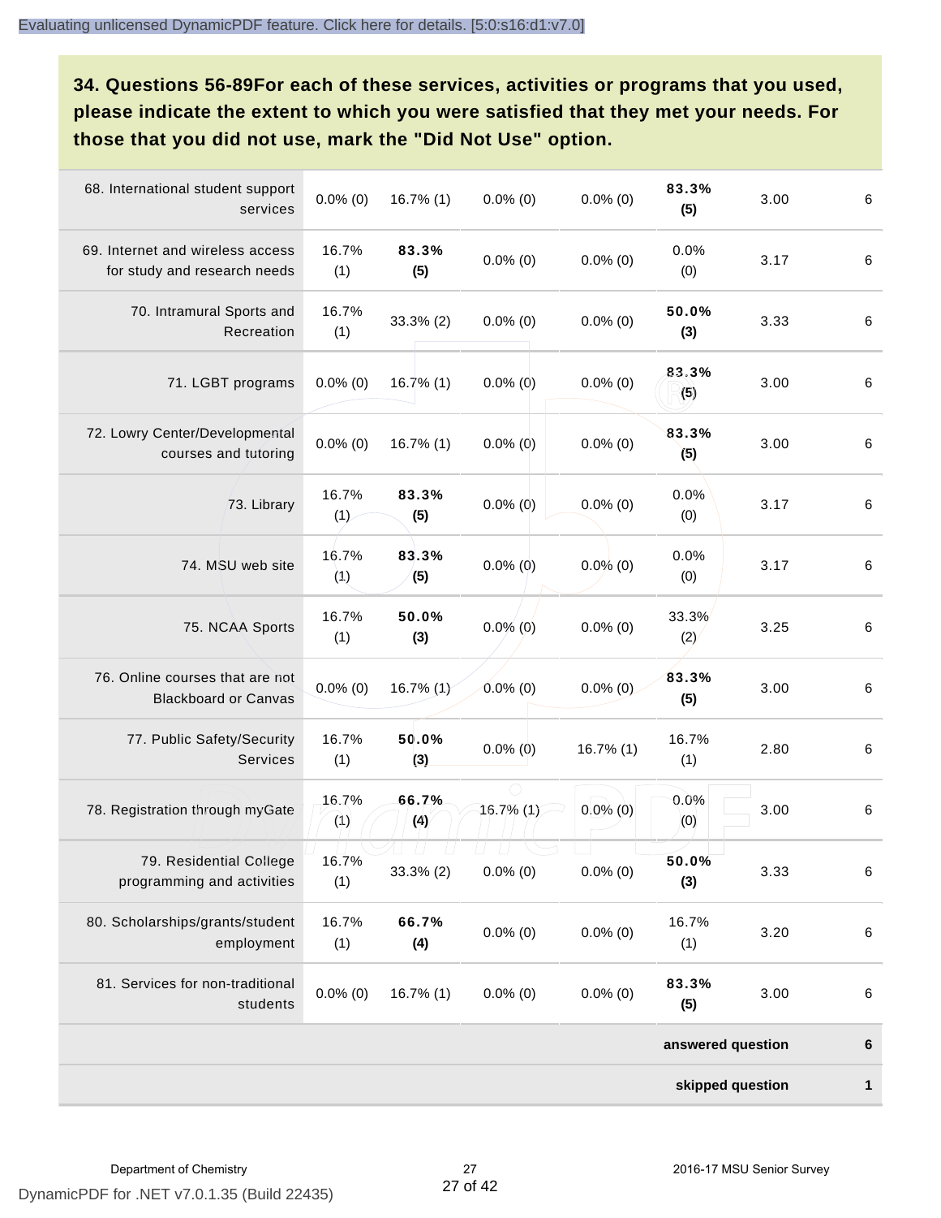## 34. Questions 56-89For each of these services, activities or programs that you used, please indicate the extent to which you were satisfied that they met your needs. For those that you did not use, mark the "Did Not Use" option.

| | | | | | | | |
|---|---|---|---|---|---|---|---|
| 68. International student support services | 0.0% (0) | 16.7% (1) | 0.0% (0) | 0.0% (0) | **83.3% (5)** | 3.00 | 6 |
| 69. Internet and wireless access for study and research needs | 16.7% (1) | **83.3% (5)** | 0.0% (0) | 0.0% (0) | 0.0% (0) | 3.17 | 6 |
| 70. Intramural Sports and Recreation | 16.7% (1) | 33.3% (2) | 0.0% (0) | 0.0% (0) | **50.0% (3)** | 3.33 | 6 |
| 71. LGBT programs | 0.0% (0) | 16.7% (1) | 0.0% (0) | 0.0% (0) | **83.3% (5)** | 3.00 | 6 |
| 72. Lowry Center/Developmental courses and tutoring | 0.0% (0) | 16.7% (1) | 0.0% (0) | 0.0% (0) | **83.3% (5)** | 3.00 | 6 |
| 73. Library | 16.7% (1) | **83.3% (5)** | 0.0% (0) | 0.0% (0) | 0.0% (0) | 3.17 | 6 |
| 74. MSU web site | 16.7% (1) | **83.3% (5)** | 0.0% (0) | 0.0% (0) | 0.0% (0) | 3.17 | 6 |
| 75. NCAA Sports | 16.7% (1) | **50.0% (3)** | 0.0% (0) | 0.0% (0) | 33.3% (2) | 3.25 | 6 |
| 76. Online courses that are not Blackboard or Canvas | 0.0% (0) | 16.7% (1) | 0.0% (0) | 0.0% (0) | **83.3% (5)** | 3.00 | 6 |
| 77. Public Safety/Security Services | 16.7% (1) | **50.0% (3)** | 0.0% (0) | 16.7% (1) | 16.7% (1) | 2.80 | 6 |
| 78. Registration through myGate | 16.7% (1) | **66.7% (4)** | 16.7% (1) | 0.0% (0) | 0.0% (0) | 3.00 | 6 |
| 79. Residential College programming and activities | 16.7% (1) | 33.3% (2) | 0.0% (0) | 0.0% (0) | **50.0% (3)** | 3.33 | 6 |
| 80. Scholarships/grants/student employment | 16.7% (1) | **66.7% (4)** | 0.0% (0) | 0.0% (0) | 16.7% (1) | 3.20 | 6 |
| 81. Services for non-traditional students | 0.0% (0) | 16.7% (1) | 0.0% (0) | 0.0% (0) | **83.3% (5)** | 3.00 | 6 |
| | | | | | | **answered question** | **6** |
| | | | | | | **skipped question** | **1** |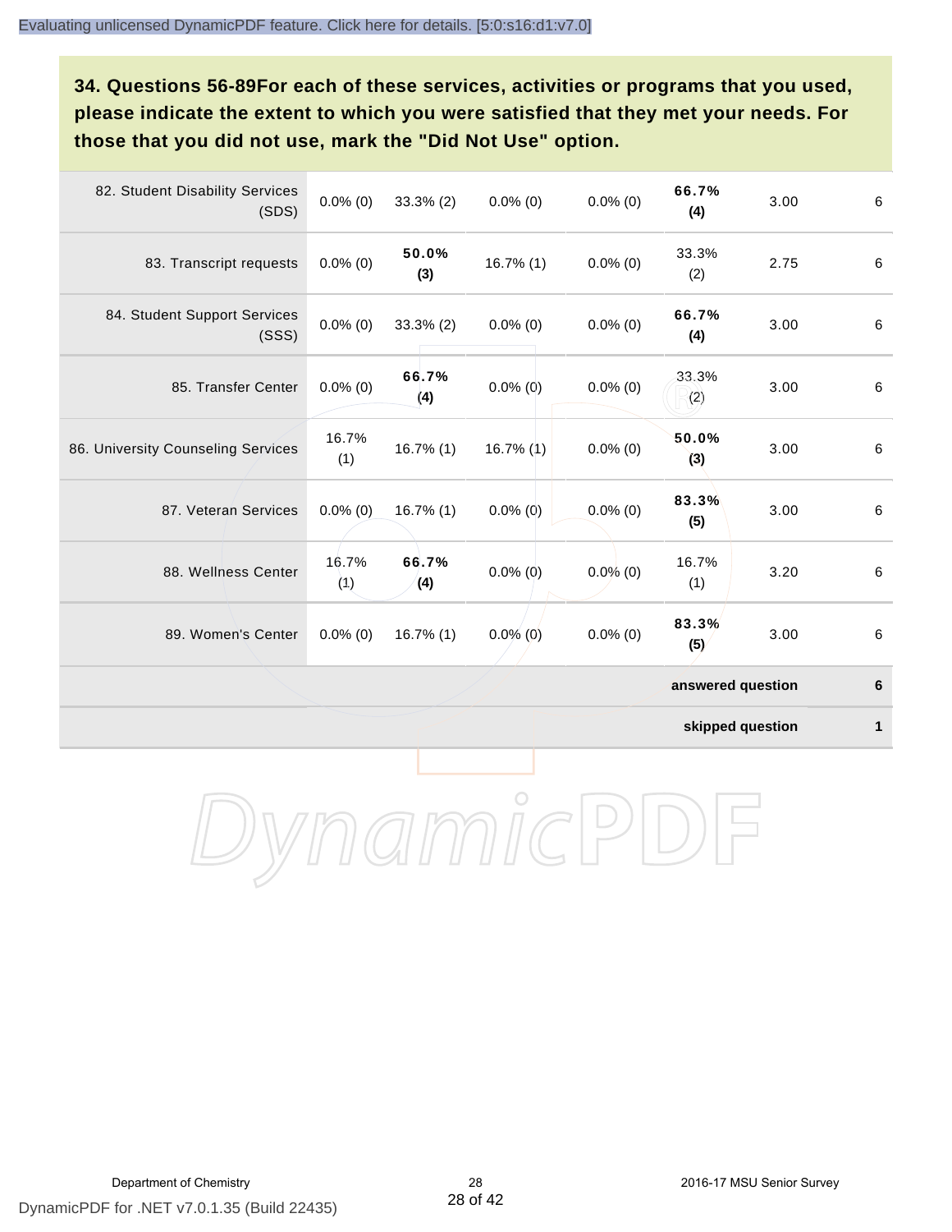### 34. Questions 56-89For each of these services, activities or programs that you used, please indicate the extent to which you were satisfied that they met your needs. For those that you did not use, mark the "Did Not Use" option.

| | | | | | | | |
|---|---|---|---|---|---|---|---|
| 82. Student Disability Services (SDS) | 0.0% (0) | 33.3% (2) | 0.0% (0) | 0.0% (0) | **66.7% (4)** | 3.00 | 6 |
| 83. Transcript requests | 0.0% (0) | **50.0% (3)** | 16.7% (1) | 0.0% (0) | 33.3% (2) | 2.75 | 6 |
| 84. Student Support Services (SSS) | 0.0% (0) | 33.3% (2) | 0.0% (0) | 0.0% (0) | **66.7% (4)** | 3.00 | 6 |
| 85. Transfer Center | 0.0% (0) | **66.7% (4)** | 0.0% (0) | 0.0% (0) | 33.3% (2) | 3.00 | 6 |
| 86. University Counseling Services | 16.7% (1) | 16.7% (1) | 16.7% (1) | 0.0% (0) | **50.0% (3)** | 3.00 | 6 |
| 87. Veteran Services | 0.0% (0) | 16.7% (1) | 0.0% (0) | 0.0% (0) | **83.3% (5)** | 3.00 | 6 |
| 88. Wellness Center | 16.7% (1) | **66.7% (4)** | 0.0% (0) | 0.0% (0) | 16.7% (1) | 3.20 | 6 |
| 89. Women's Center | 0.0% (0) | 16.7% (1) | 0.0% (0) | 0.0% (0) | **83.3% (5)** | 3.00 | 6 |
| | | | | | | **answered question** | **6** |
| | | | | | | **skipped question** | **1** |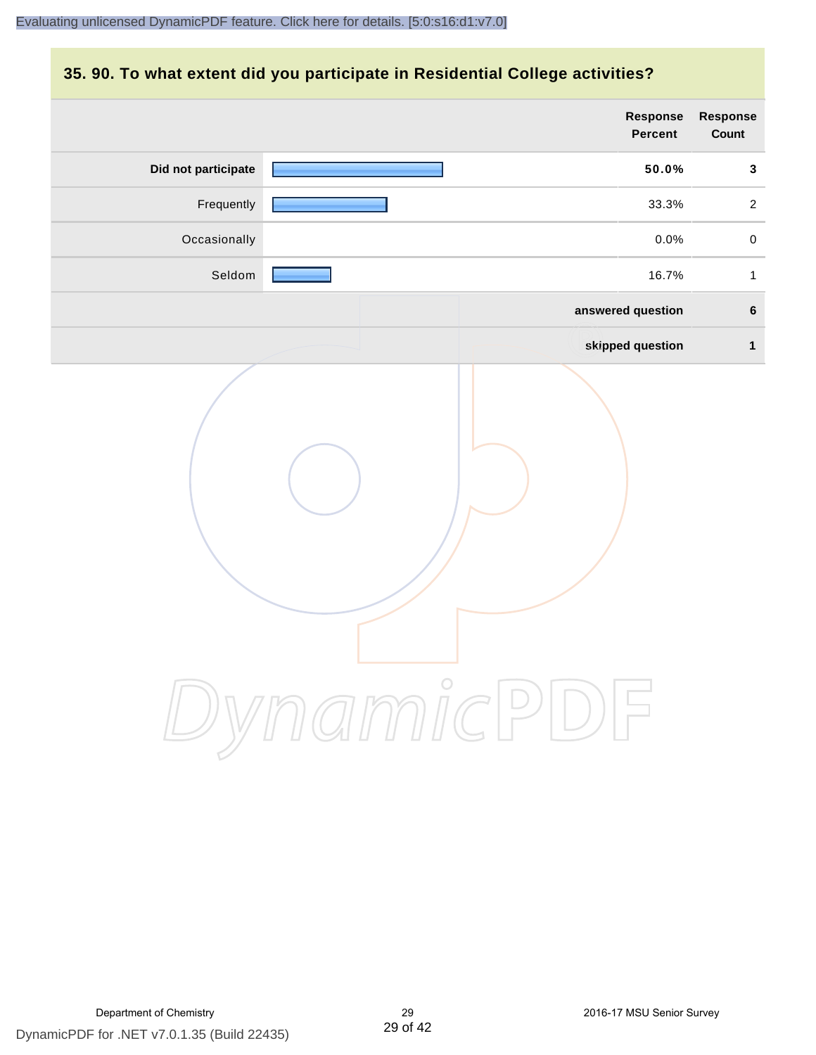## 35. 90. To what extent did you participate in Residential College activities?

| | Response Percent | Response Count |
|---|---|---|
| **Did not participate** | **50.0%** | **3** |
| Frequently | 33.3% | 2 |
| Occasionally | 0.0% | 0 |
| Seldom | 16.7% | 1 |
| | **answered question** | **6** |
| | **skipped question** | **1** |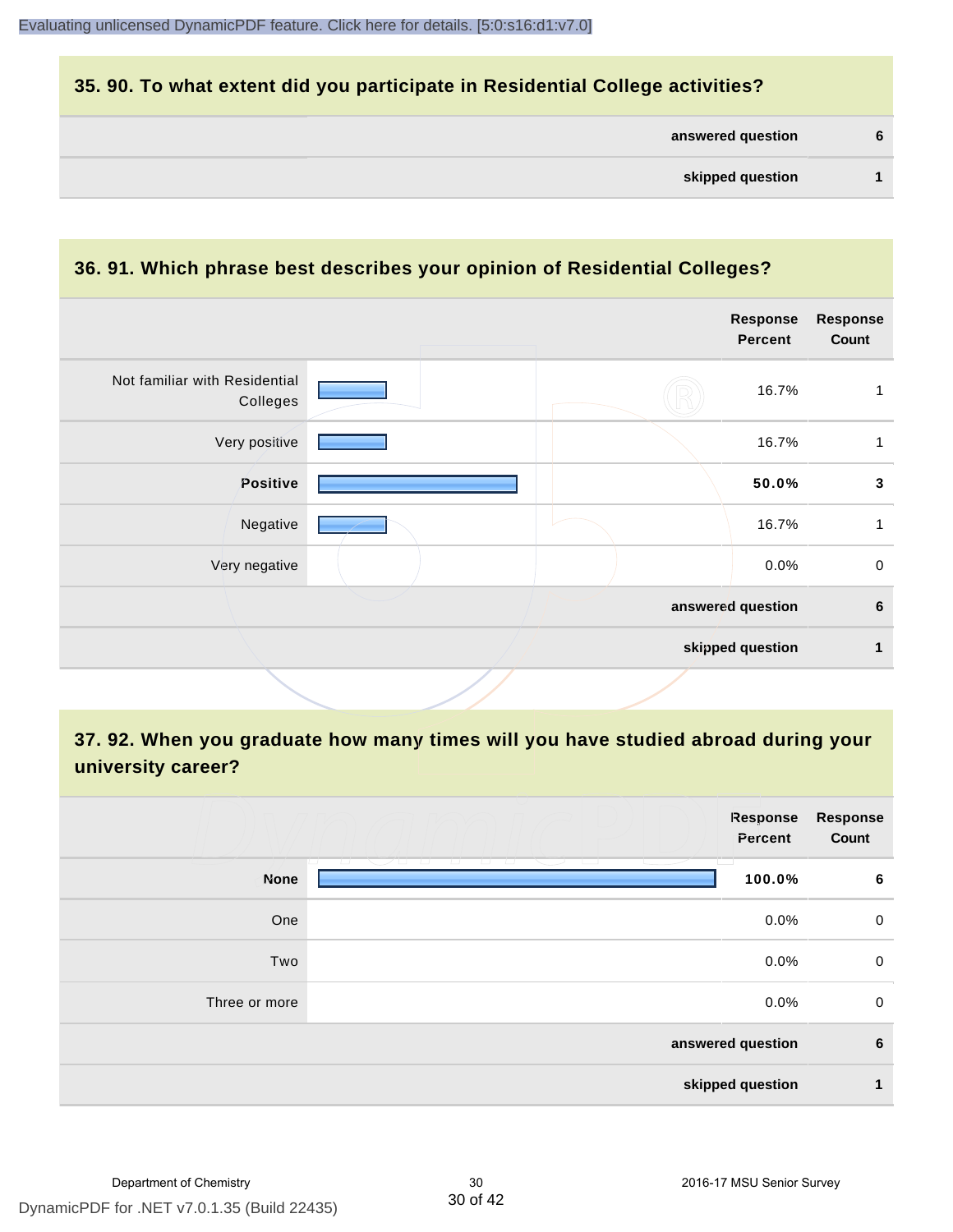## 35. 90. To what extent did you participate in Residential College activities?

| | |
|---|---|
| answered question | 6 |
| skipped question | 1 |

## 36. 91. Which phrase best describes your opinion of Residential Colleges?

| | Response Percent | Response Count |
|---|---|---|
| Not familiar with Residential Colleges | 16.7% | 1 |
| Very positive | 16.7% | 1 |
| **Positive** | **50.0%** | **3** |
| Negative | 16.7% | 1 |
| Very negative | 0.0% | 0 |
| answered question | | 6 |
| skipped question | | 1 |

## 37. 92. When you graduate how many times will you have studied abroad during your university career?

| | Response Percent | Response Count |
|---|---|---|
| **None** | **100.0%** | **6** |
| One | 0.0% | 0 |
| Two | 0.0% | 0 |
| Three or more | 0.0% | 0 |
| answered question | | 6 |
| skipped question | | 1 |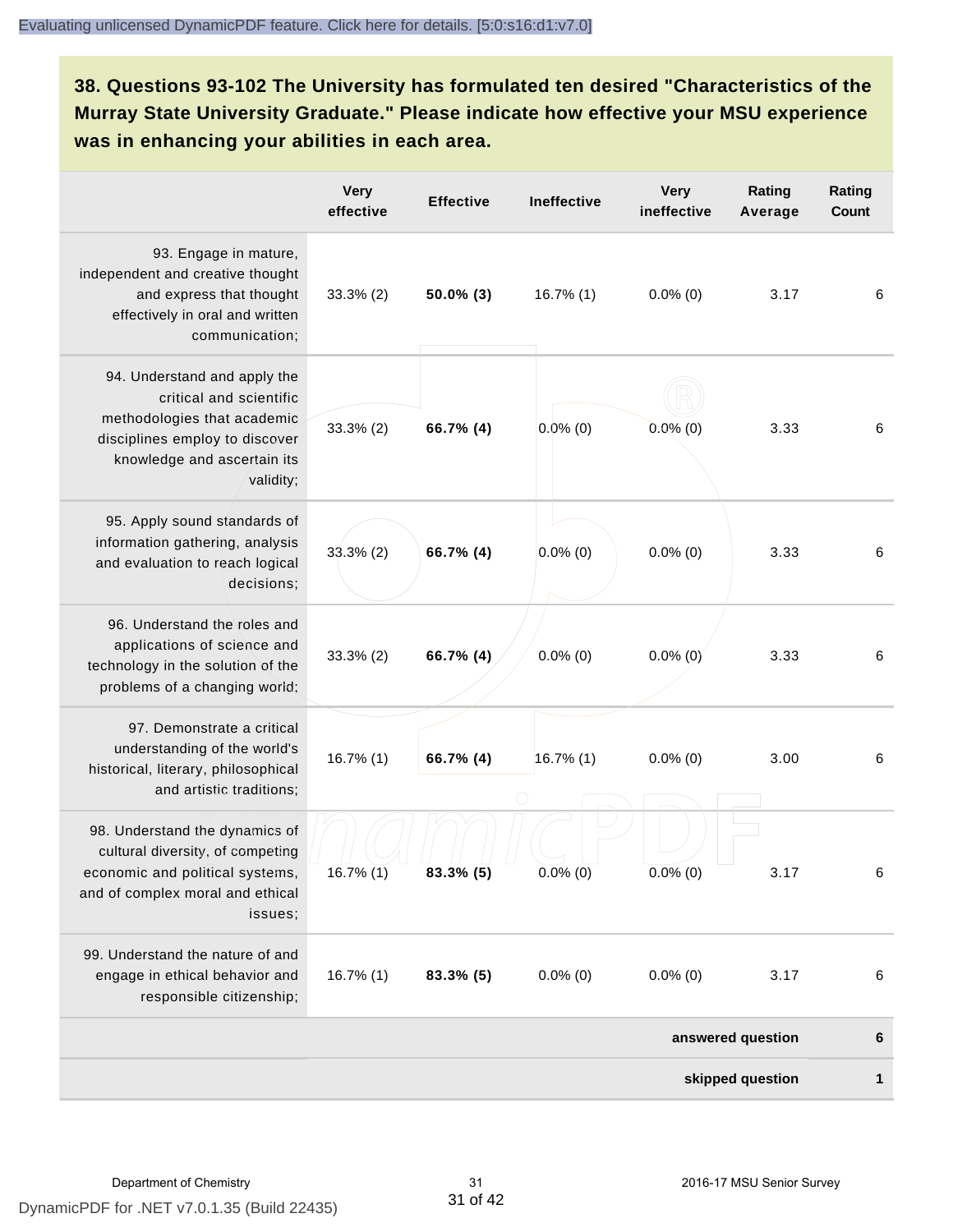**38. Questions 93-102 The University has formulated ten desired "Characteristics of the Murray State University Graduate." Please indicate how effective your MSU experience was in enhancing your abilities in each area.**

| | Very effective | Effective | Ineffective | Very ineffective | Rating Average | Rating Count |
|---|---|---|---|---|---|---|
| 93. Engage in mature, independent and creative thought and express that thought effectively in oral and written communication; | 33.3% (2) | **50.0% (3)** | 16.7% (1) | 0.0% (0) | 3.17 | 6 |
| 94. Understand and apply the critical and scientific methodologies that academic disciplines employ to discover knowledge and ascertain its validity; | 33.3% (2) | **66.7% (4)** | 0.0% (0) | 0.0% (0) | 3.33 | 6 |
| 95. Apply sound standards of information gathering, analysis and evaluation to reach logical decisions; | 33.3% (2) | **66.7% (4)** | 0.0% (0) | 0.0% (0) | 3.33 | 6 |
| 96. Understand the roles and applications of science and technology in the solution of the problems of a changing world; | 33.3% (2) | **66.7% (4)** | 0.0% (0) | 0.0% (0) | 3.33 | 6 |
| 97. Demonstrate a critical understanding of the world's historical, literary, philosophical and artistic traditions; | 16.7% (1) | **66.7% (4)** | 16.7% (1) | 0.0% (0) | 3.00 | 6 |
| 98. Understand the dynamics of cultural diversity, of competing economic and political systems, and of complex moral and ethical issues; | 16.7% (1) | **83.3% (5)** | 0.0% (0) | 0.0% (0) | 3.17 | 6 |
| 99. Understand the nature of and engage in ethical behavior and responsible citizenship; | 16.7% (1) | **83.3% (5)** | 0.0% (0) | 0.0% (0) | 3.17 | 6 |
| | | | | | **answered question** | **6** |
| | | | | | **skipped question** | **1** |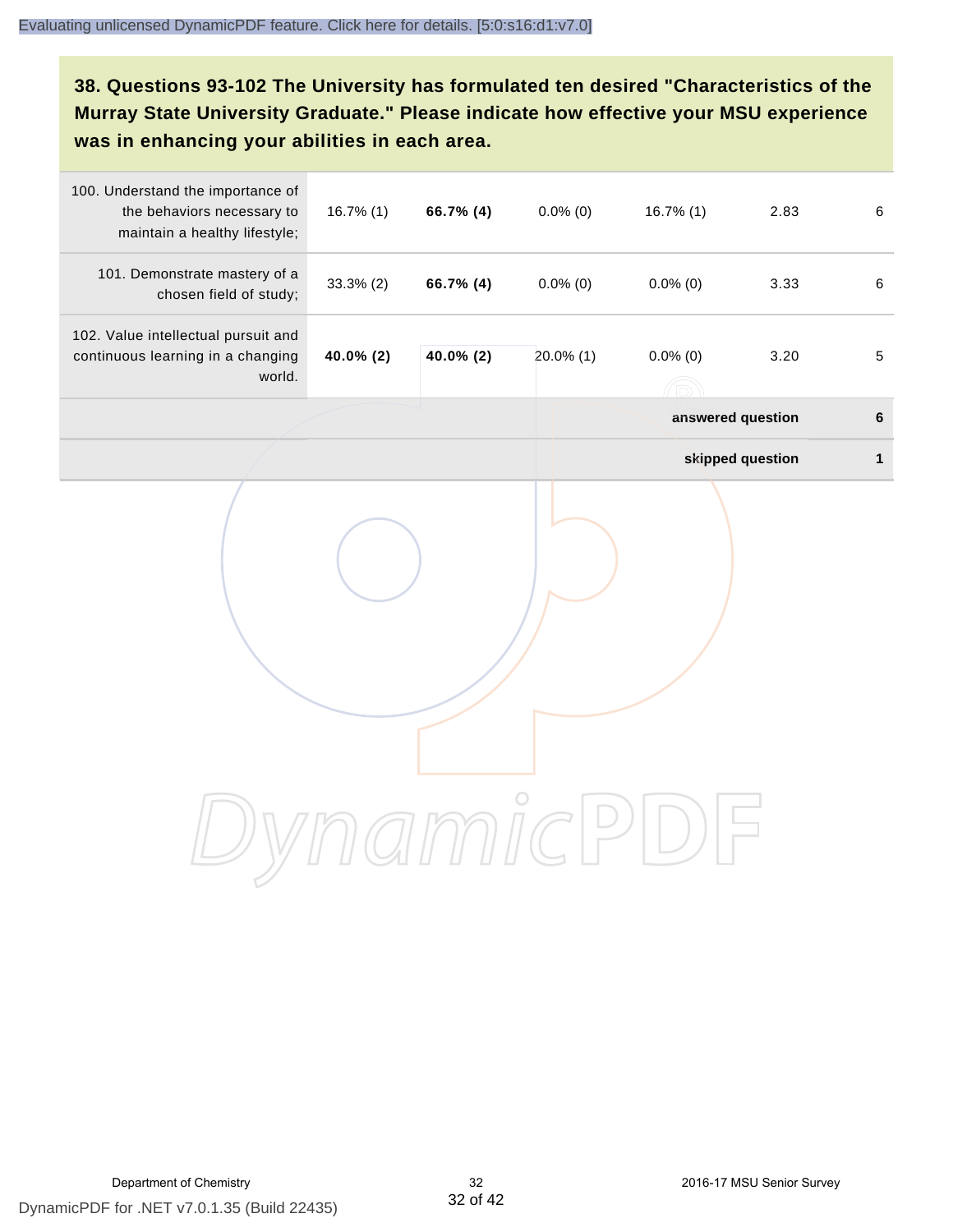### 38. Questions 93-102 The University has formulated ten desired "Characteristics of the Murray State University Graduate." Please indicate how effective your MSU experience was in enhancing your abilities in each area.

| | | | | | | |
|---|---|---|---|---|---|---|
| 100. Understand the importance of the behaviors necessary to maintain a healthy lifestyle; | 16.7% (1) | **66.7% (4)** | 0.0% (0) | 16.7% (1) | 2.83 | 6 |
| 101. Demonstrate mastery of a chosen field of study; | 33.3% (2) | **66.7% (4)** | 0.0% (0) | 0.0% (0) | 3.33 | 6 |
| 102. Value intellectual pursuit and continuous learning in a changing world. | **40.0% (2)** | **40.0% (2)** | 20.0% (1) | 0.0% (0) | 3.20 | 5 |
| | | | | | **answered question** | **6** |
| | | | | | **skipped question** | **1** |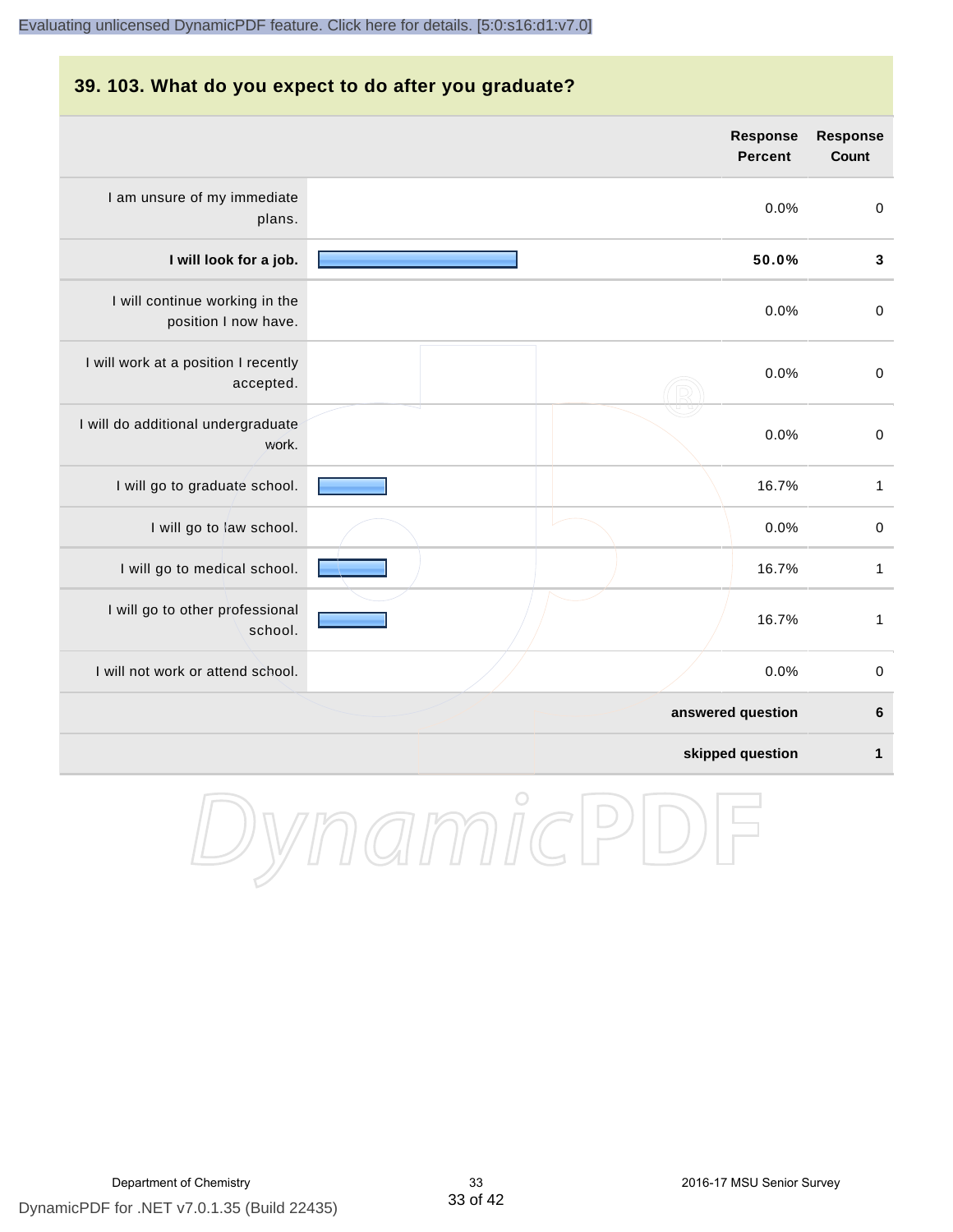## 39. 103. What do you expect to do after you graduate?

| | Response Percent | Response Count |
|---|---|---|
| I am unsure of my immediate plans. | 0.0% | 0 |
| **I will look for a job.** | **50.0%** | **3** |
| I will continue working in the position I now have. | 0.0% | 0 |
| I will work at a position I recently accepted. | 0.0% | 0 |
| I will do additional undergraduate work. | 0.0% | 0 |
| I will go to graduate school. | 16.7% | 1 |
| I will go to law school. | 0.0% | 0 |
| I will go to medical school. | 16.7% | 1 |
| I will go to other professional school. | 16.7% | 1 |
| I will not work or attend school. | 0.0% | 0 |
| | **answered question** | **6** |
| | **skipped question** | **1** |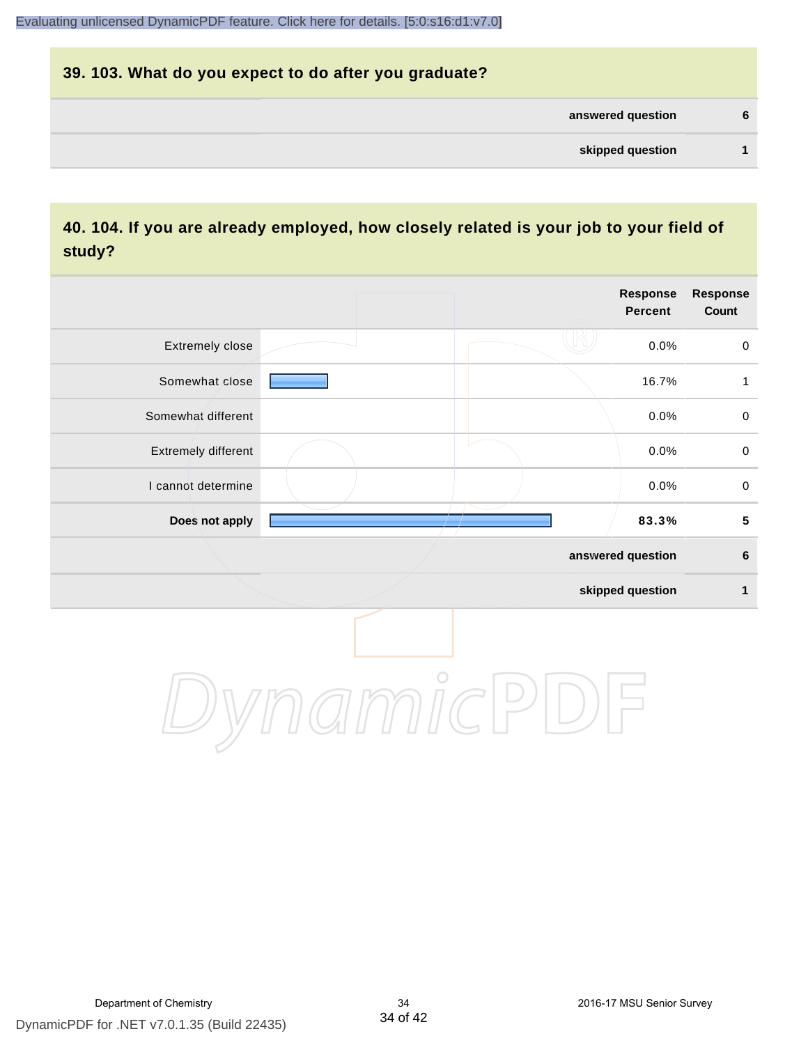## 39. 103. What do you expect to do after you graduate?

| | |
|---|---|
| **answered question** | **6** |
| **skipped question** | **1** |

## 40. 104. If you are already employed, how closely related is your job to your field of study?

| | Response Percent | Response Count |
|---|---|---|
| Extremely close | 0.0% | 0 |
| Somewhat close | 16.7% | 1 |
| Somewhat different | 0.0% | 0 |
| Extremely different | 0.0% | 0 |
| I cannot determine | 0.0% | 0 |
| **Does not apply** | **83.3%** | **5** |
| **answered question** | | **6** |
| **skipped question** | | **1** |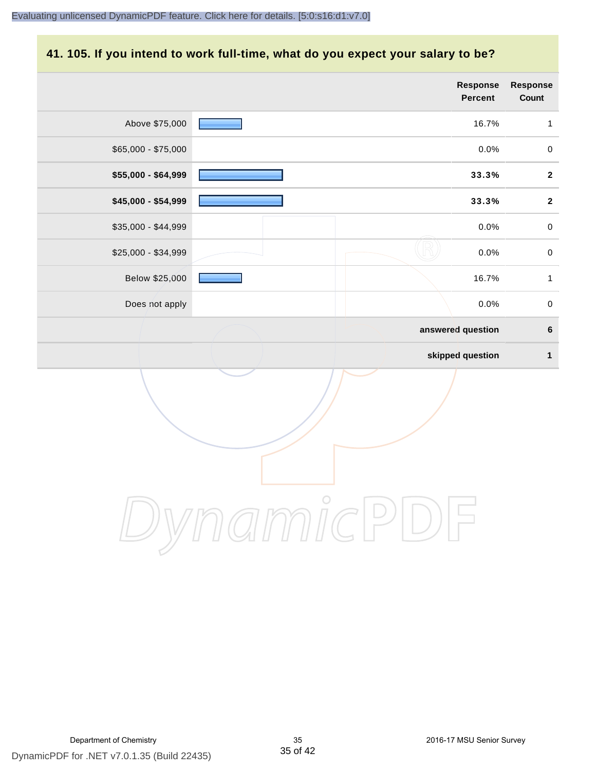## 41. 105. If you intend to work full-time, what do you expect your salary to be?

| | Response Percent | Response Count |
|---|---|---|
| Above $75,000 | 16.7% | 1 |
| $65,000 - $75,000 | 0.0% | 0 |
| **$55,000 - $64,999** | **33.3%** | **2** |
| **$45,000 - $54,999** | **33.3%** | **2** |
| $35,000 - $44,999 | 0.0% | 0 |
| $25,000 - $34,999 | 0.0% | 0 |
| Below $25,000 | 16.7% | 1 |
| Does not apply | 0.0% | 0 |
| | **answered question** | **6** |
| | **skipped question** | **1** |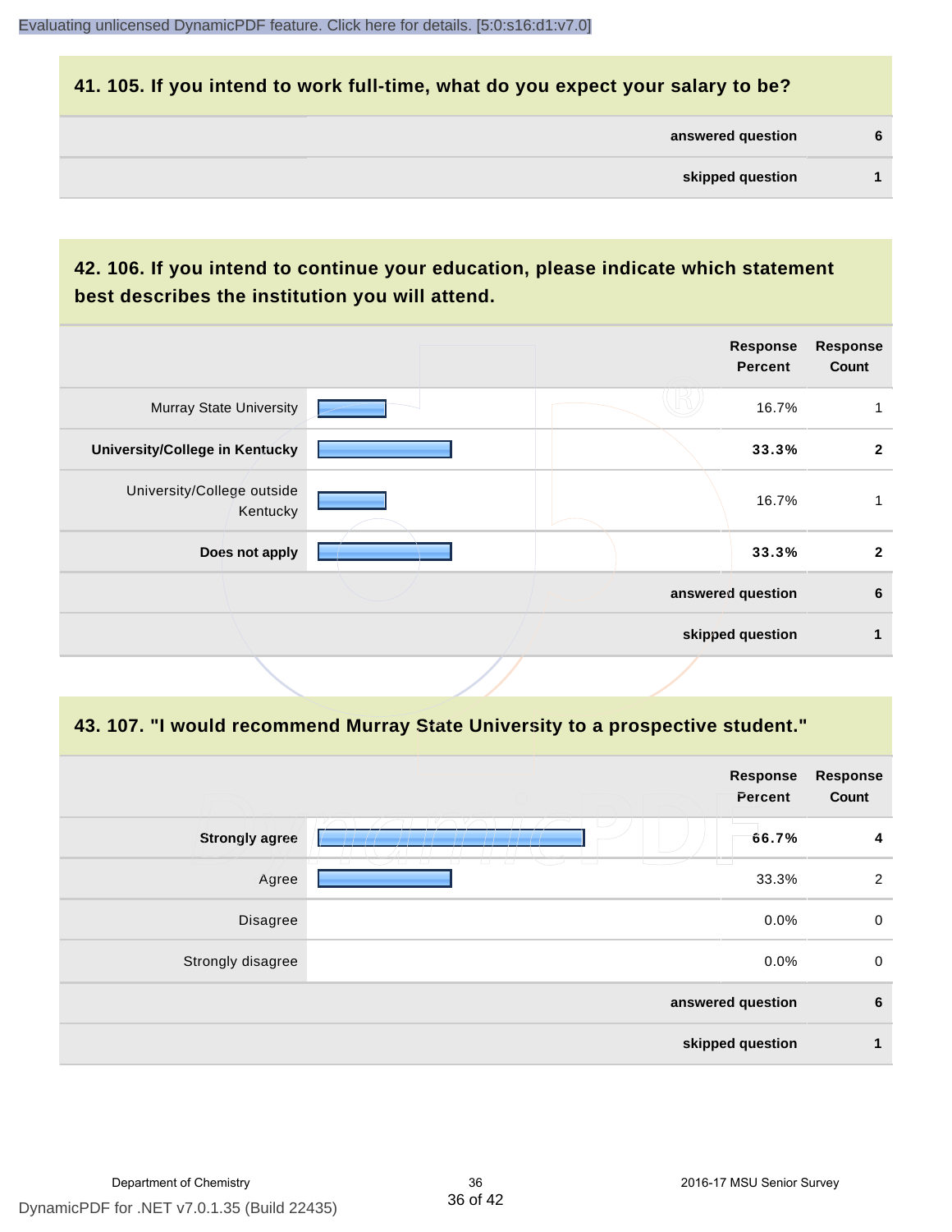## 41. 105. If you intend to work full-time, what do you expect your salary to be?

| | |
|---|---|
| **answered question** | **6** |
| **skipped question** | **1** |

## 42. 106. If you intend to continue your education, please indicate which statement best describes the institution you will attend.

| | Response Percent | Response Count |
|---|---|---|
| Murray State University | 16.7% | 1 |
| **University/College in Kentucky** | **33.3%** | **2** |
| University/College outside Kentucky | 16.7% | 1 |
| **Does not apply** | **33.3%** | **2** |
| **answered question** | | **6** |
| **skipped question** | | **1** |

## 43. 107. "I would recommend Murray State University to a prospective student."

| | Response Percent | Response Count |
|---|---|---|
| **Strongly agree** | **66.7%** | **4** |
| Agree | 33.3% | 2 |
| Disagree | 0.0% | 0 |
| Strongly disagree | 0.0% | 0 |
| **answered question** | | **6** |
| **skipped question** | | **1** |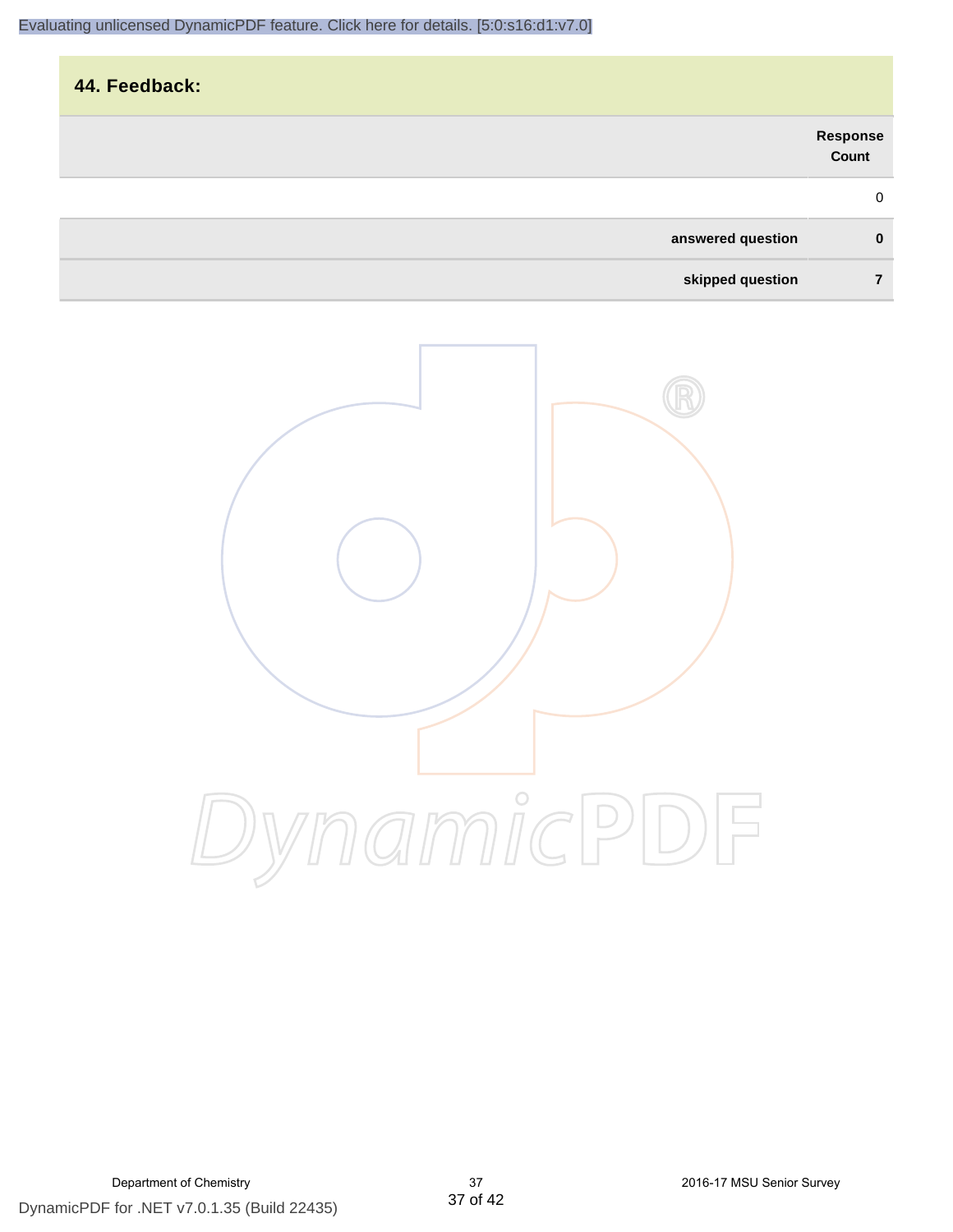## 44. Feedback:

| | Response Count |
|---|---|
| | 0 |
| **answered question** | **0** |
| **skipped question** | **7** |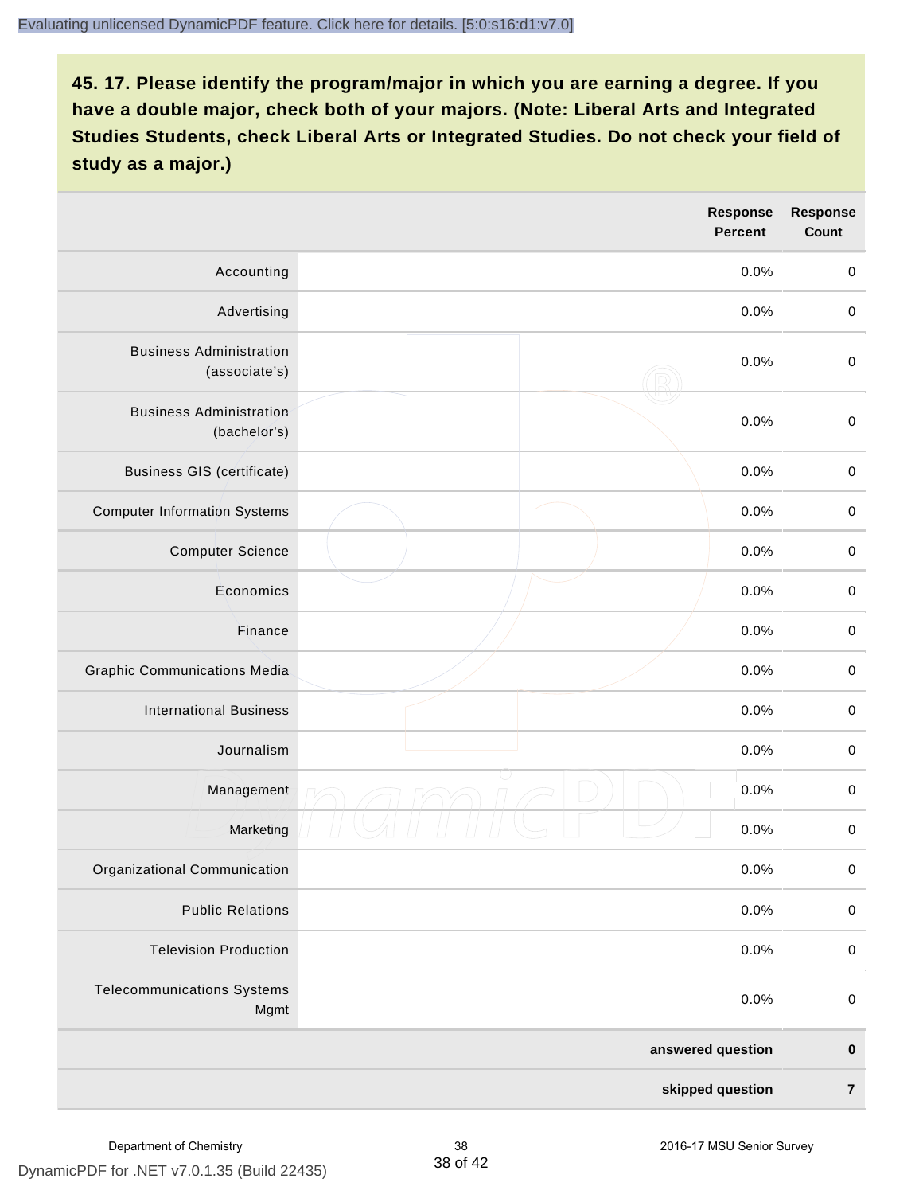## 45. 17. Please identify the program/major in which you are earning a degree. If you have a double major, check both of your majors. (Note: Liberal Arts and Integrated Studies Students, check Liberal Arts or Integrated Studies. Do not check your field of study as a major.)

| | Response Percent | Response Count |
|---|---|---|
| Accounting | 0.0% | 0 |
| Advertising | 0.0% | 0 |
| Business Administration (associate's) | 0.0% | 0 |
| Business Administration (bachelor's) | 0.0% | 0 |
| Business GIS (certificate) | 0.0% | 0 |
| Computer Information Systems | 0.0% | 0 |
| Computer Science | 0.0% | 0 |
| Economics | 0.0% | 0 |
| Finance | 0.0% | 0 |
| Graphic Communications Media | 0.0% | 0 |
| International Business | 0.0% | 0 |
| Journalism | 0.0% | 0 |
| Management | 0.0% | 0 |
| Marketing | 0.0% | 0 |
| Organizational Communication | 0.0% | 0 |
| Public Relations | 0.0% | 0 |
| Television Production | 0.0% | 0 |
| Telecommunications Systems Mgmt | 0.0% | 0 |
| | **answered question** | **0** |
| | **skipped question** | **7** |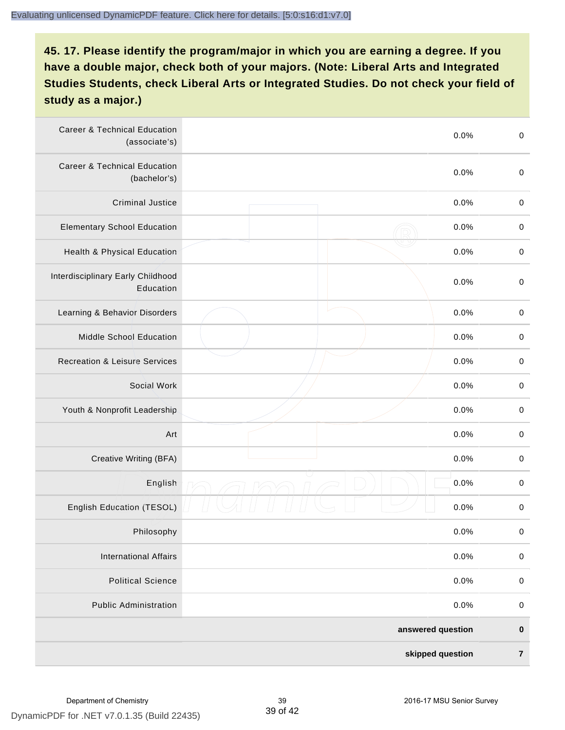**45. 17. Please identify the program/major in which you are earning a degree. If you have a double major, check both of your majors. (Note: Liberal Arts and Integrated Studies Students, check Liberal Arts or Integrated Studies. Do not check your field of study as a major.)**

| | | | |
|---|---|---|---|
| Career & Technical Education (associate's) | | 0.0% | 0 |
| Career & Technical Education (bachelor's) | | 0.0% | 0 |
| Criminal Justice | | 0.0% | 0 |
| Elementary School Education | | 0.0% | 0 |
| Health & Physical Education | | 0.0% | 0 |
| Interdisciplinary Early Childhood Education | | 0.0% | 0 |
| Learning & Behavior Disorders | | 0.0% | 0 |
| Middle School Education | | 0.0% | 0 |
| Recreation & Leisure Services | | 0.0% | 0 |
| Social Work | | 0.0% | 0 |
| Youth & Nonprofit Leadership | | 0.0% | 0 |
| Art | | 0.0% | 0 |
| Creative Writing (BFA) | | 0.0% | 0 |
| English | | 0.0% | 0 |
| English Education (TESOL) | | 0.0% | 0 |
| Philosophy | | 0.0% | 0 |
| International Affairs | | 0.0% | 0 |
| Political Science | | 0.0% | 0 |
| Public Administration | | 0.0% | 0 |
| | | **answered question** | **0** |
| | | **skipped question** | **7** |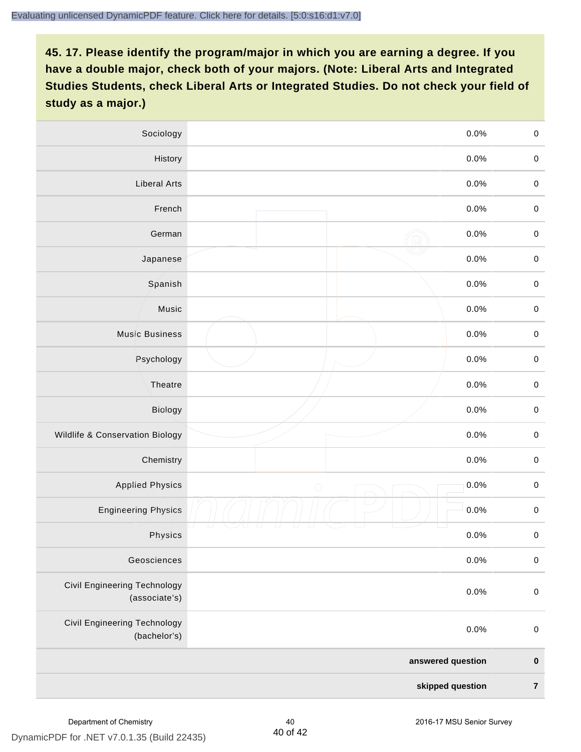**45. 17. Please identify the program/major in which you are earning a degree. If you have a double major, check both of your majors. (Note: Liberal Arts and Integrated Studies Students, check Liberal Arts or Integrated Studies. Do not check your field of study as a major.)**

| | | | |
|---|---|---|---|
| Sociology | | 0.0% | 0 |
| History | | 0.0% | 0 |
| Liberal Arts | | 0.0% | 0 |
| French | | 0.0% | 0 |
| German | | 0.0% | 0 |
| Japanese | | 0.0% | 0 |
| Spanish | | 0.0% | 0 |
| Music | | 0.0% | 0 |
| Music Business | | 0.0% | 0 |
| Psychology | | 0.0% | 0 |
| Theatre | | 0.0% | 0 |
| Biology | | 0.0% | 0 |
| Wildlife & Conservation Biology | | 0.0% | 0 |
| Chemistry | | 0.0% | 0 |
| Applied Physics | | 0.0% | 0 |
| Engineering Physics | | 0.0% | 0 |
| Physics | | 0.0% | 0 |
| Geosciences | | 0.0% | 0 |
| Civil Engineering Technology (associate's) | | 0.0% | 0 |
| Civil Engineering Technology (bachelor's) | | 0.0% | 0 |
| | | **answered question** | **0** |
| | | **skipped question** | **7** |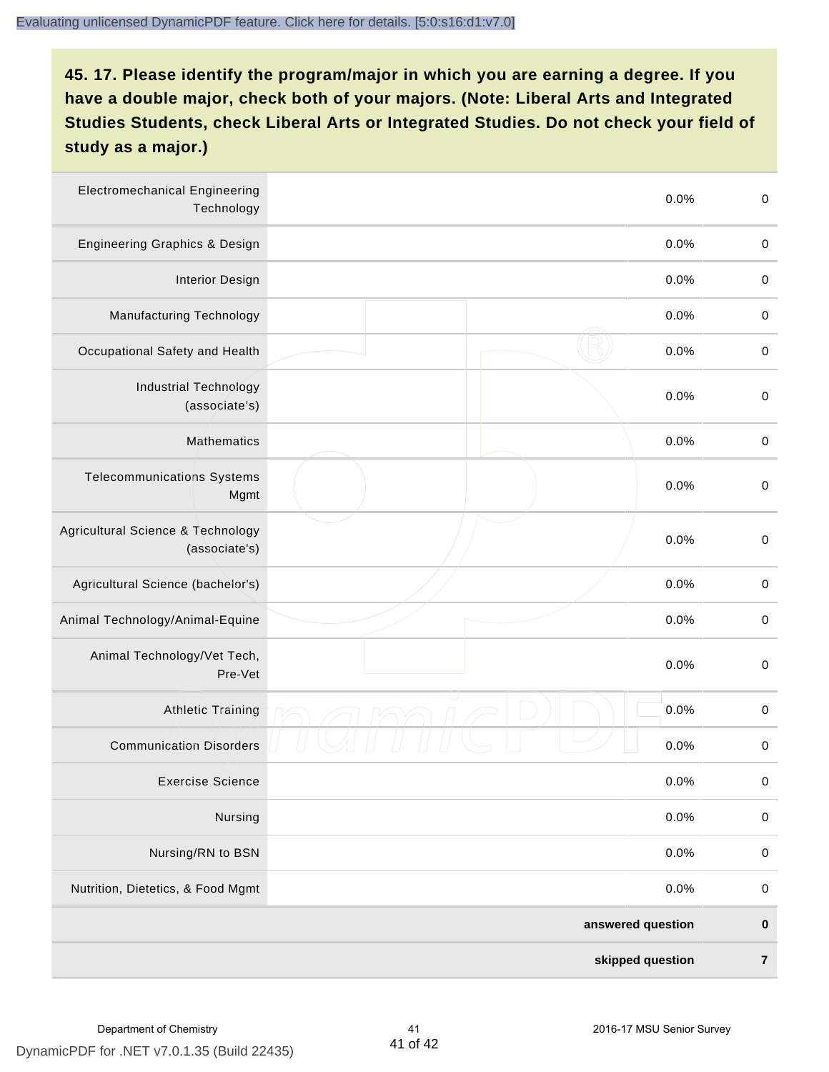## 45. 17. Please identify the program/major in which you are earning a degree. If you have a double major, check both of your majors. (Note: Liberal Arts and Integrated Studies Students, check Liberal Arts or Integrated Studies. Do not check your field of study as a major.)

| Program/Major | | Percent | Count |
|---|---|---|---|
| Electromechanical Engineering Technology | | 0.0% | 0 |
| Engineering Graphics & Design | | 0.0% | 0 |
| Interior Design | | 0.0% | 0 |
| Manufacturing Technology | | 0.0% | 0 |
| Occupational Safety and Health | | 0.0% | 0 |
| Industrial Technology (associate's) | | 0.0% | 0 |
| Mathematics | | 0.0% | 0 |
| Telecommunications Systems Mgmt | | 0.0% | 0 |
| Agricultural Science & Technology (associate's) | | 0.0% | 0 |
| Agricultural Science (bachelor's) | | 0.0% | 0 |
| Animal Technology/Animal-Equine | | 0.0% | 0 |
| Animal Technology/Vet Tech, Pre-Vet | | 0.0% | 0 |
| Athletic Training | | 0.0% | 0 |
| Communication Disorders | | 0.0% | 0 |
| Exercise Science | | 0.0% | 0 |
| Nursing | | 0.0% | 0 |
| Nursing/RN to BSN | | 0.0% | 0 |
| Nutrition, Dietetics, & Food Mgmt | | 0.0% | 0 |
| | | **answered question** | **0** |
| | | **skipped question** | **7** |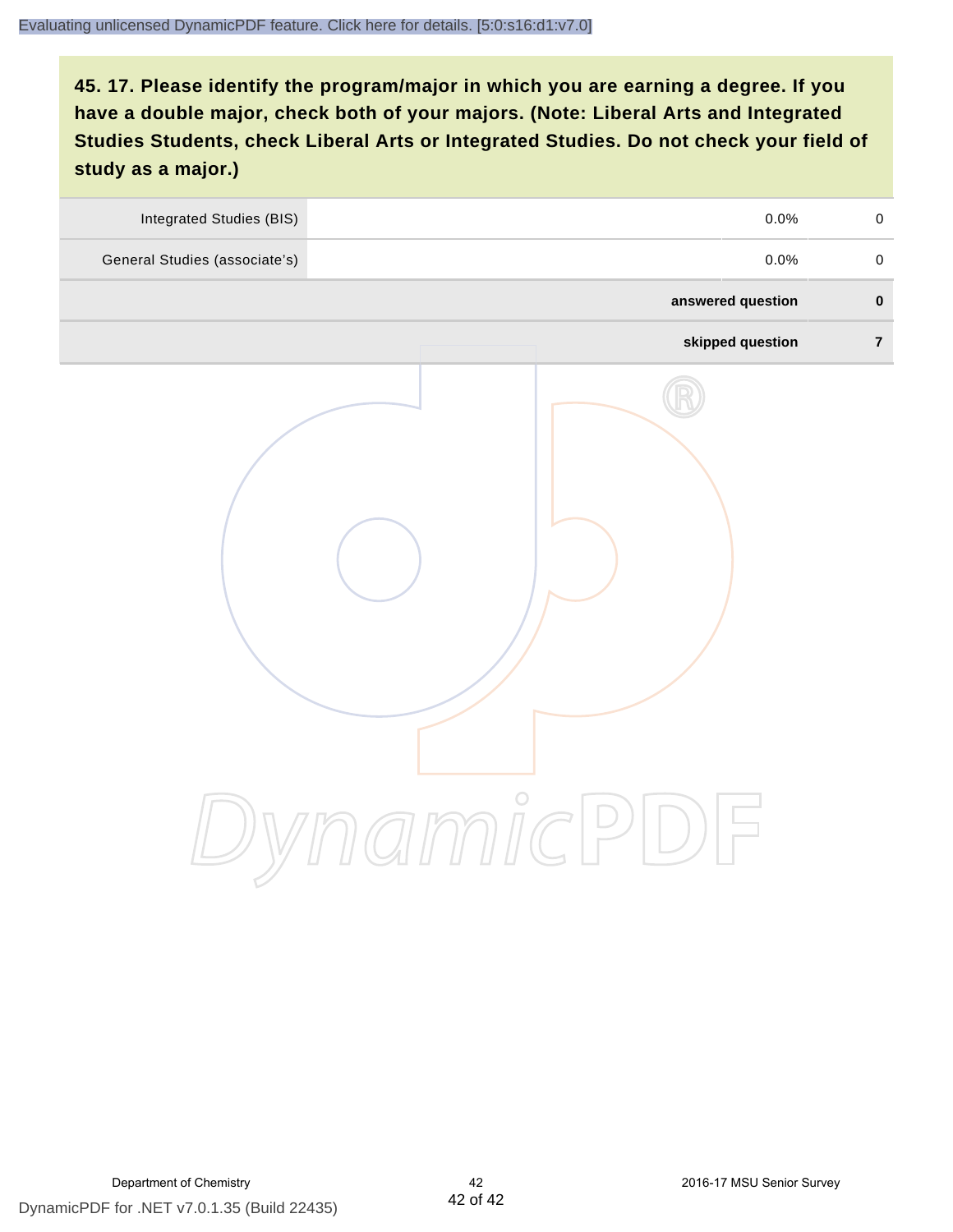Evaluating unlicensed DynamicPDF feature. Click here for details. [5:0:s16:d1:v7.0]

**45. 17. Please identify the program/major in which you are earning a degree. If you have a double major, check both of your majors. (Note: Liberal Arts and Integrated Studies Students, check Liberal Arts or Integrated Studies. Do not check your field of study as a major.)**

| | | | |
|---|---|---|---|
| Integrated Studies (BIS) | | 0.0% | 0 |
| General Studies (associate's) | | 0.0% | 0 |
| | | **answered question** | **0** |
| | | **skipped question** | **7** |

DynamicPDF

Department of Chemistry

2016-17 MSU Senior Survey

DynamicPDF for .NET v7.0.1.35 (Build 22435)